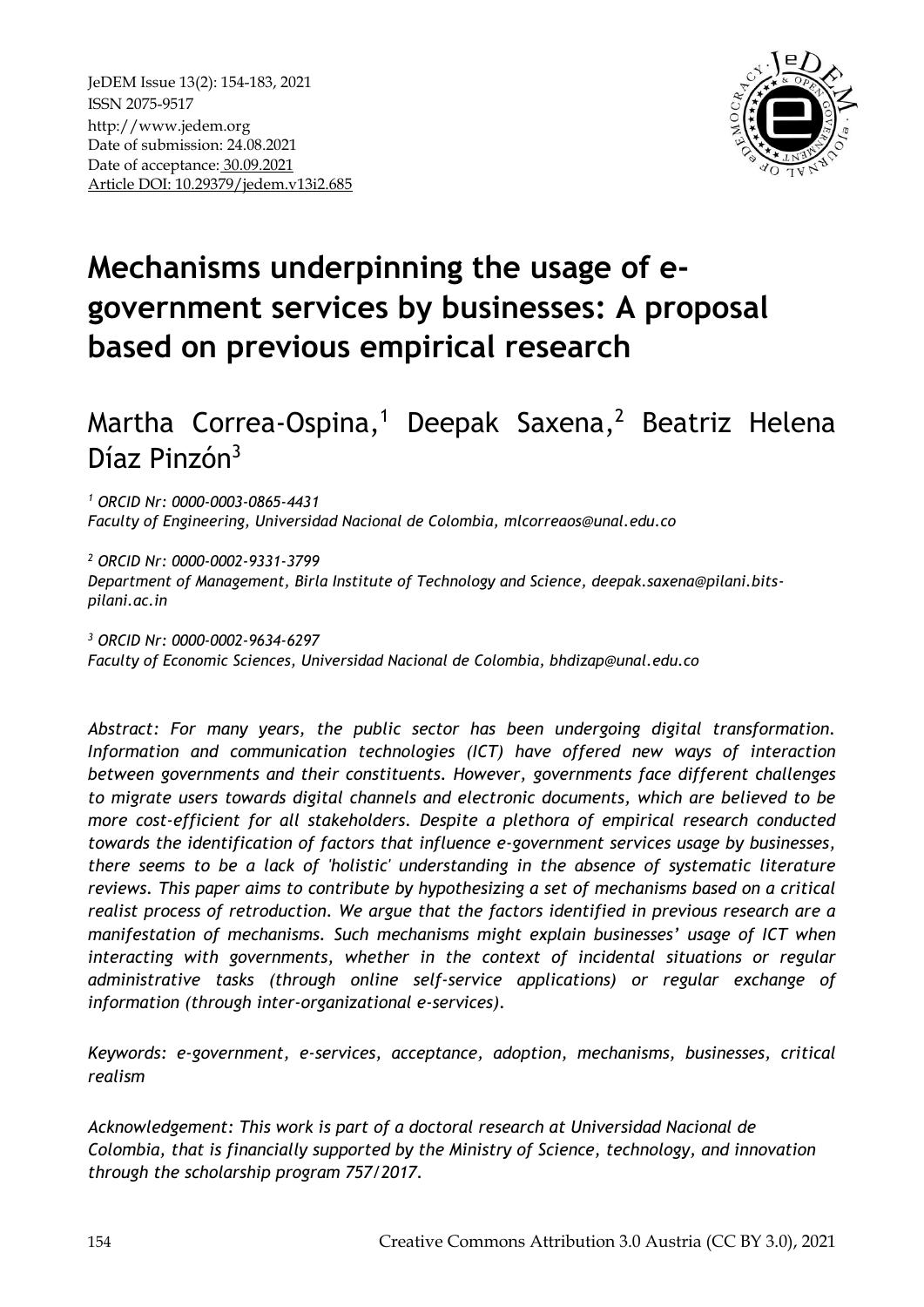JeDEM Issue 13(2): 154-183, 2021
ISSN 2075-9517
http://www.jedem.org
Date of submission: 24.08.2021
Date of acceptance: 30.09.2021
Article DOI: 10.29379/jedem.v13i2.685

# Mechanisms underpinning the usage of e-government services by businesses: A proposal based on previous empirical research

## Martha Correa-Ospina,[1] Deepak Saxena,[2] Beatriz Helena Díaz Pinzón[3]

*[1] ORCID Nr: 0000-0003-0865-4431*
*Faculty of Engineering, Universidad Nacional de Colombia, mlcorreaos@unal.edu.co*

*[2] ORCID Nr: 0000-0002-9331-3799*
*Department of Management, Birla Institute of Technology and Science, deepak.saxena@pilani.bits-pilani.ac.in*

*[3] ORCID Nr: 0000-0002-9634-6297*
*Faculty of Economic Sciences, Universidad Nacional de Colombia, bhdizap@unal.edu.co*

*Abstract: For many years, the public sector has been undergoing digital transformation. Information and communication technologies (ICT) have offered new ways of interaction between governments and their constituents. However, governments face different challenges to migrate users towards digital channels and electronic documents, which are believed to be more cost-efficient for all stakeholders. Despite a plethora of empirical research conducted towards the identification of factors that influence e-government services usage by businesses, there seems to be a lack of 'holistic' understanding in the absence of systematic literature reviews. This paper aims to contribute by hypothesizing a set of mechanisms based on a critical realist process of retroduction. We argue that the factors identified in previous research are a manifestation of mechanisms. Such mechanisms might explain businesses' usage of ICT when interacting with governments, whether in the context of incidental situations or regular administrative tasks (through online self-service applications) or regular exchange of information (through inter-organizational e-services).*

*Keywords: e-government, e-services, acceptance, adoption, mechanisms, businesses, critical realism*

*Acknowledgement: This work is part of a doctoral research at Universidad Nacional de Colombia, that is financially supported by the Ministry of Science, technology, and innovation through the scholarship program 757/2017.*

Creative Commons Attribution 3.0 Austria (CC BY 3.0), 2021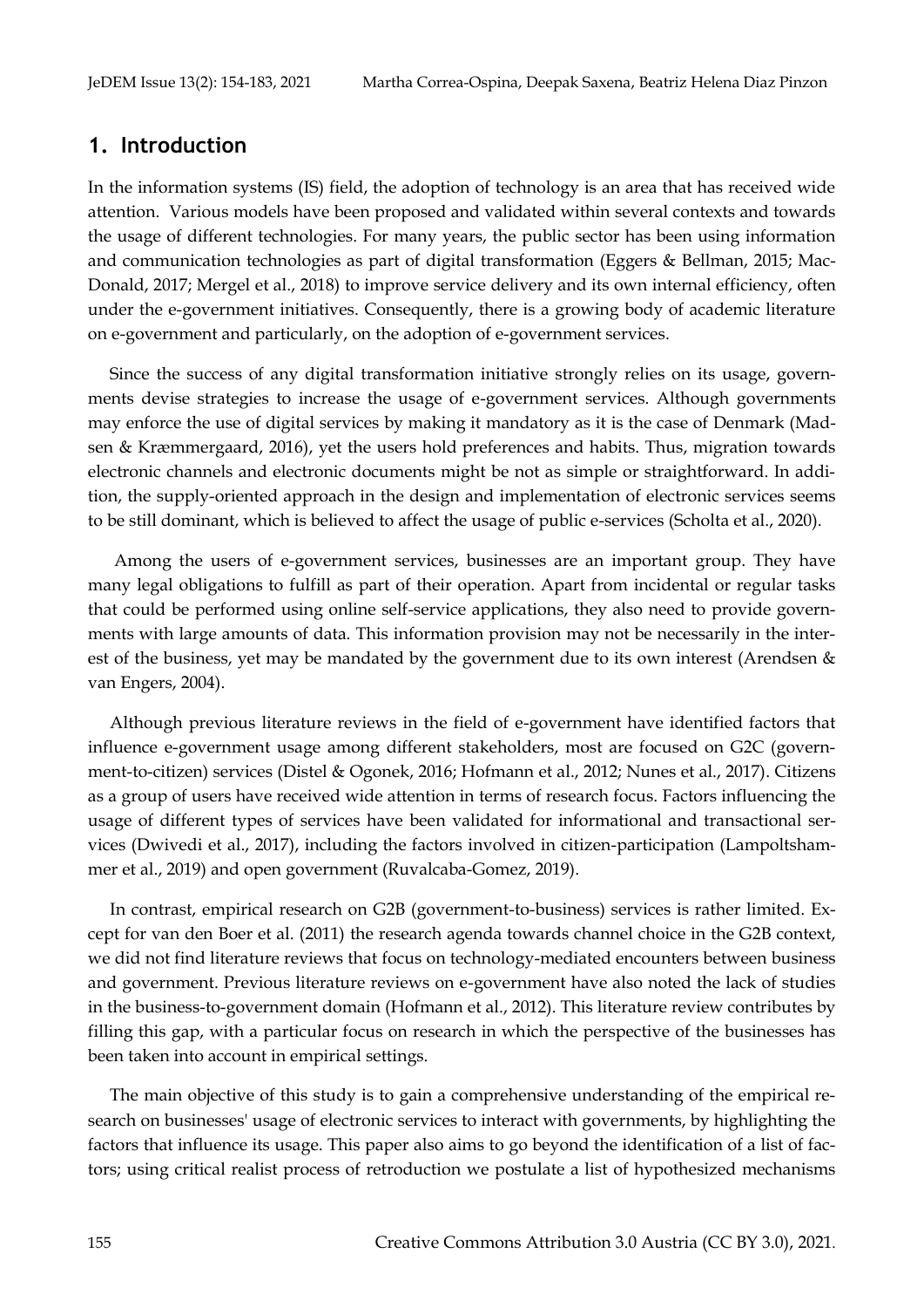## 1. Introduction

In the information systems (IS) field, the adoption of technology is an area that has received wide attention. Various models have been proposed and validated within several contexts and towards the usage of different technologies. For many years, the public sector has been using information and communication technologies as part of digital transformation (Eggers & Bellman, 2015; MacDonald, 2017; Mergel et al., 2018) to improve service delivery and its own internal efficiency, often under the e-government initiatives. Consequently, there is a growing body of academic literature on e-government and particularly, on the adoption of e-government services.

Since the success of any digital transformation initiative strongly relies on its usage, governments devise strategies to increase the usage of e-government services. Although governments may enforce the use of digital services by making it mandatory as it is the case of Denmark (Madsen & Kræmmergaard, 2016), yet the users hold preferences and habits. Thus, migration towards electronic channels and electronic documents might be not as simple or straightforward. In addition, the supply-oriented approach in the design and implementation of electronic services seems to be still dominant, which is believed to affect the usage of public e-services (Scholta et al., 2020).

Among the users of e-government services, businesses are an important group. They have many legal obligations to fulfill as part of their operation. Apart from incidental or regular tasks that could be performed using online self-service applications, they also need to provide governments with large amounts of data. This information provision may not be necessarily in the interest of the business, yet may be mandated by the government due to its own interest (Arendsen & van Engers, 2004).

Although previous literature reviews in the field of e-government have identified factors that influence e-government usage among different stakeholders, most are focused on G2C (government-to-citizen) services (Distel & Ogonek, 2016; Hofmann et al., 2012; Nunes et al., 2017). Citizens as a group of users have received wide attention in terms of research focus. Factors influencing the usage of different types of services have been validated for informational and transactional services (Dwivedi et al., 2017), including the factors involved in citizen-participation (Lampoltshammer et al., 2019) and open government (Ruvalcaba-Gomez, 2019).

In contrast, empirical research on G2B (government-to-business) services is rather limited. Except for van den Boer et al. (2011) the research agenda towards channel choice in the G2B context, we did not find literature reviews that focus on technology-mediated encounters between business and government. Previous literature reviews on e-government have also noted the lack of studies in the business-to-government domain (Hofmann et al., 2012). This literature review contributes by filling this gap, with a particular focus on research in which the perspective of the businesses has been taken into account in empirical settings.

The main objective of this study is to gain a comprehensive understanding of the empirical research on businesses' usage of electronic services to interact with governments, by highlighting the factors that influence its usage. This paper also aims to go beyond the identification of a list of factors; using critical realist process of retroduction we postulate a list of hypothesized mechanisms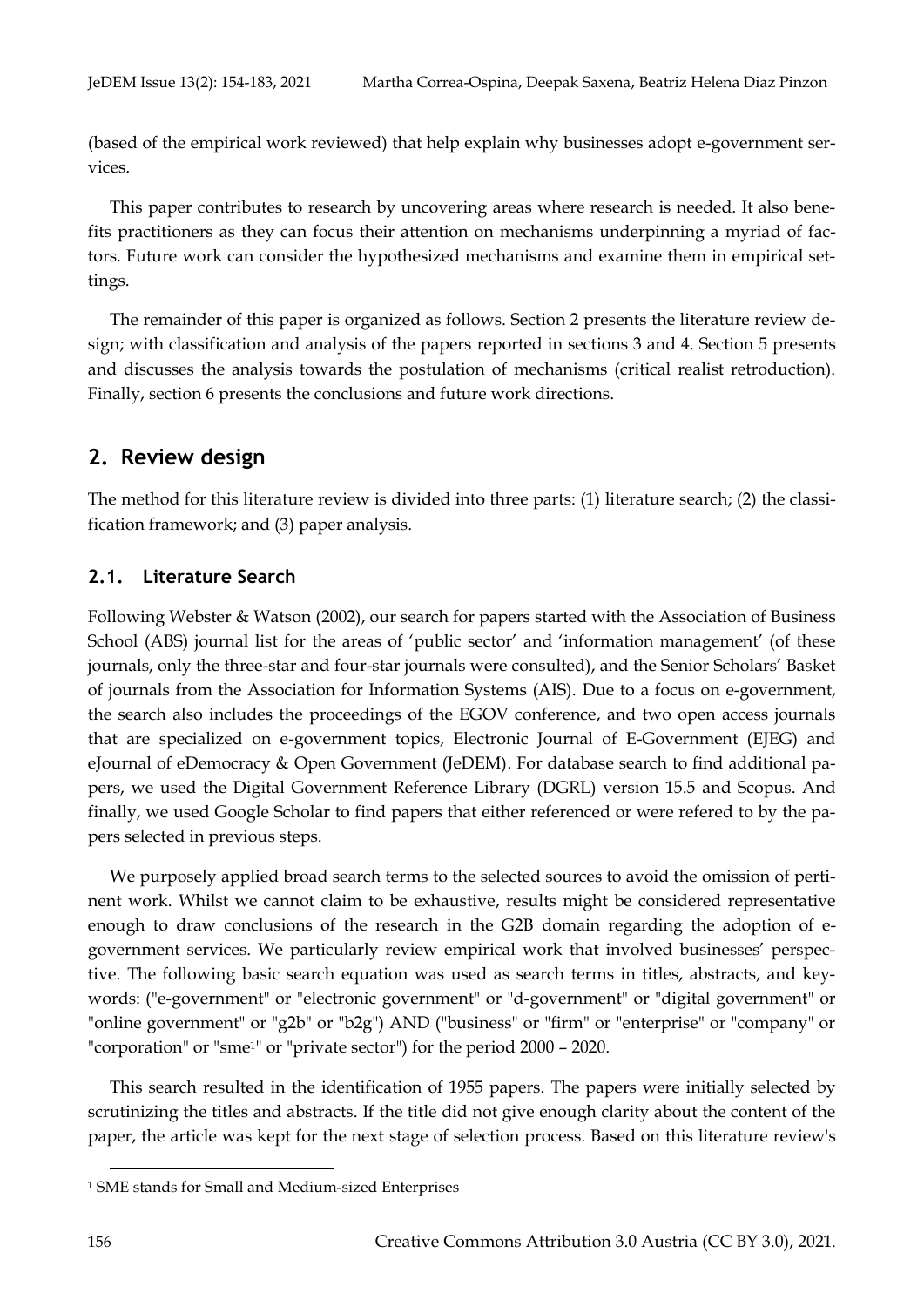(based of the empirical work reviewed) that help explain why businesses adopt e-government services.

This paper contributes to research by uncovering areas where research is needed. It also benefits practitioners as they can focus their attention on mechanisms underpinning a myriad of factors. Future work can consider the hypothesized mechanisms and examine them in empirical settings.

The remainder of this paper is organized as follows. Section 2 presents the literature review design; with classification and analysis of the papers reported in sections 3 and 4. Section 5 presents and discusses the analysis towards the postulation of mechanisms (critical realist retroduction). Finally, section 6 presents the conclusions and future work directions.

## 2. Review design

The method for this literature review is divided into three parts: (1) literature search; (2) the classification framework; and (3) paper analysis.

### 2.1. Literature Search

Following Webster & Watson (2002), our search for papers started with the Association of Business School (ABS) journal list for the areas of 'public sector' and 'information management' (of these journals, only the three-star and four-star journals were consulted), and the Senior Scholars' Basket of journals from the Association for Information Systems (AIS). Due to a focus on e-government, the search also includes the proceedings of the EGOV conference, and two open access journals that are specialized on e-government topics, Electronic Journal of E-Government (EJEG) and eJournal of eDemocracy & Open Government (JeDEM). For database search to find additional papers, we used the Digital Government Reference Library (DGRL) version 15.5 and Scopus. And finally, we used Google Scholar to find papers that either referenced or were refered to by the papers selected in previous steps.

We purposely applied broad search terms to the selected sources to avoid the omission of pertinent work. Whilst we cannot claim to be exhaustive, results might be considered representative enough to draw conclusions of the research in the G2B domain regarding the adoption of e-government services. We particularly review empirical work that involved businesses' perspective. The following basic search equation was used as search terms in titles, abstracts, and keywords: ("e-government" or "electronic government" or "d-government" or "digital government" or "online government" or "g2b" or "b2g") AND ("business" or "firm" or "enterprise" or "company" or "corporation" or "sme[1]" or "private sector") for the period 2000 – 2020.

This search resulted in the identification of 1955 papers. The papers were initially selected by scrutinizing the titles and abstracts. If the title did not give enough clarity about the content of the paper, the article was kept for the next stage of selection process. Based on this literature review's

[1] SME stands for Small and Medium-sized Enterprises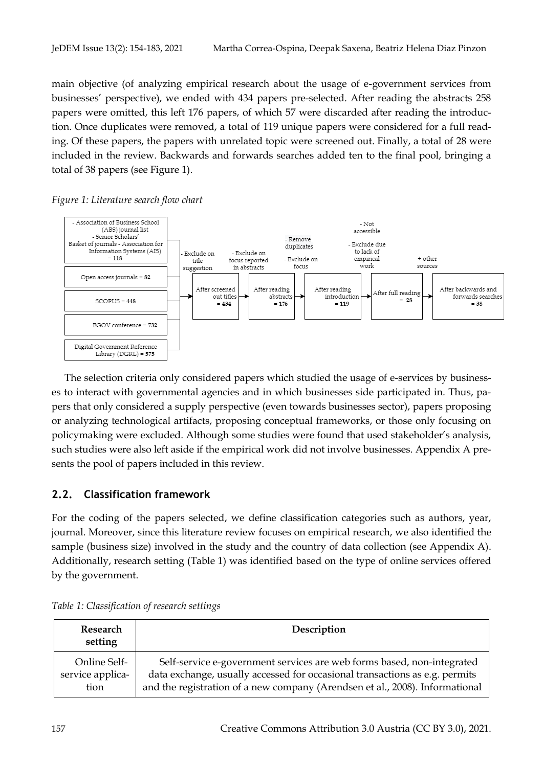main objective (of analyzing empirical research about the usage of e-government services from businesses' perspective), we ended with 434 papers pre-selected. After reading the abstracts 258 papers were omitted, this left 176 papers, of which 57 were discarded after reading the introduction. Once duplicates were removed, a total of 119 unique papers were considered for a full reading. Of these papers, the papers with unrelated topic were screened out. Finally, a total of 28 were included in the review. Backwards and forwards searches added ten to the final pool, bringing a total of 38 papers (see Figure 1).

*Figure 1: Literature search flow chart*

- Association of Business School (ABS) journal list - Senior Scholars' Basket of journals - Association for Information Systems (AIS) = **118**
- Open access journals = **82**
- SCOPUS = **448**
- EGOV conference = **732**
- Digital Government Reference Library (DGRL) = **575**

→ (- Exclude on title suggestion) → After screened out titles = **434** → (- Exclude on focus reported in abstracts) → After reading abstracts = **176** → (- Remove duplicates; - Exclude on focus) → After reading introduction = **119** → (- Not accessible; - Exclude due to lack of empirical work) → After full reading = **28** → (+ other sources) → After backwards and forwards searches = **38**

The selection criteria only considered papers which studied the usage of e-services by businesses to interact with governmental agencies and in which businesses side participated in. Thus, papers that only considered a supply perspective (even towards businesses sector), papers proposing or analyzing technological artifacts, proposing conceptual frameworks, or those only focusing on policymaking were excluded. Although some studies were found that used stakeholder's analysis, such studies were also left aside if the empirical work did not involve businesses. Appendix A presents the pool of papers included in this review.

## 2.2. Classification framework

For the coding of the papers selected, we define classification categories such as authors, year, journal. Moreover, since this literature review focuses on empirical research, we also identified the sample (business size) involved in the study and the country of data collection (see Appendix A). Additionally, research setting (Table 1) was identified based on the type of online services offered by the government.

*Table 1: Classification of research settings*

| Research setting | Description |
| --- | --- |
| Online Self-service application | Self-service e-government services are web forms based, non-integrated data exchange, usually accessed for occasional transactions as e.g. permits and the registration of a new company (Arendsen et al., 2008). Informational |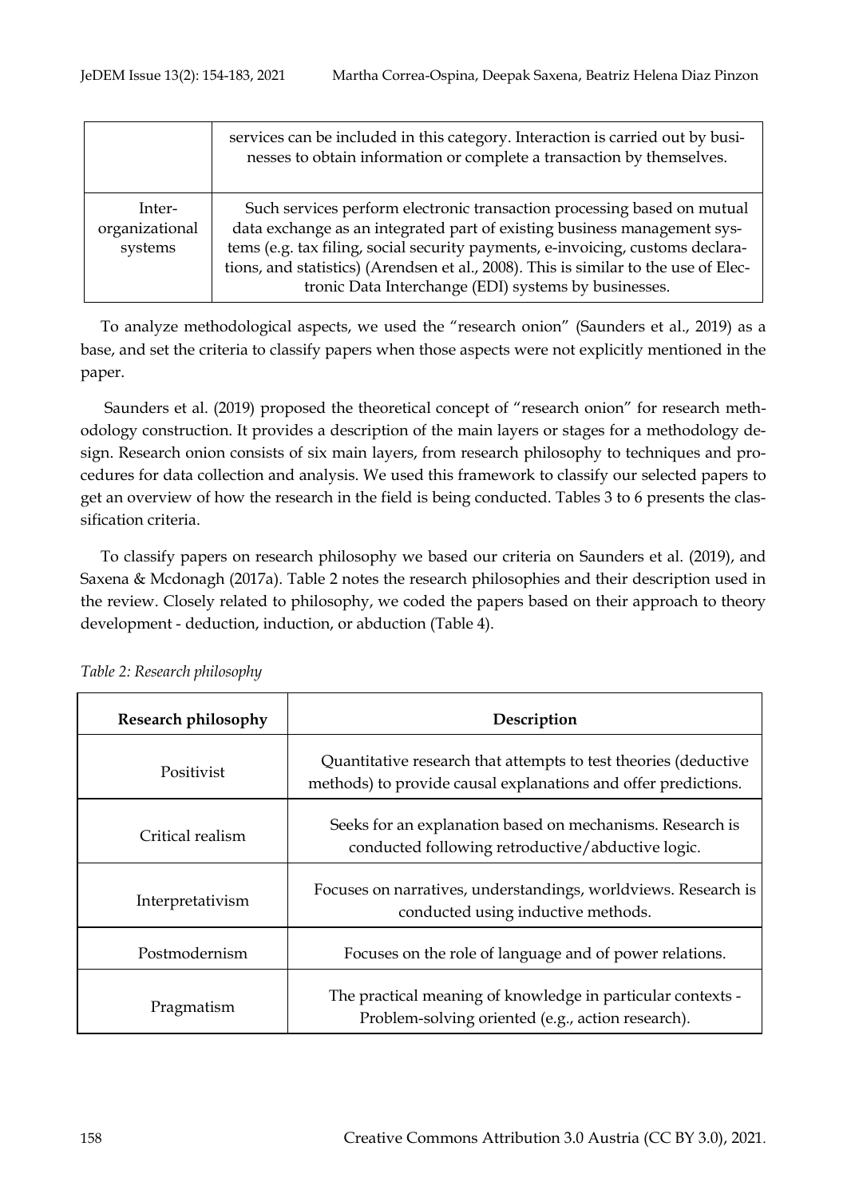|  | services can be included in this category. Interaction is carried out by businesses to obtain information or complete a transaction by themselves. |
| --- | --- |
| Inter-organizational systems | Such services perform electronic transaction processing based on mutual data exchange as an integrated part of existing business management systems (e.g. tax filing, social security payments, e-invoicing, customs declarations, and statistics) (Arendsen et al., 2008). This is similar to the use of Electronic Data Interchange (EDI) systems by businesses. |

To analyze methodological aspects, we used the "research onion" (Saunders et al., 2019) as a base, and set the criteria to classify papers when those aspects were not explicitly mentioned in the paper.

Saunders et al. (2019) proposed the theoretical concept of "research onion" for research methodology construction. It provides a description of the main layers or stages for a methodology design. Research onion consists of six main layers, from research philosophy to techniques and procedures for data collection and analysis. We used this framework to classify our selected papers to get an overview of how the research in the field is being conducted. Tables 3 to 6 presents the classification criteria.

To classify papers on research philosophy we based our criteria on Saunders et al. (2019), and Saxena & Mcdonagh (2017a). Table 2 notes the research philosophies and their description used in the review. Closely related to philosophy, we coded the papers based on their approach to theory development - deduction, induction, or abduction (Table 4).

*Table 2: Research philosophy*

| Research philosophy | Description |
| --- | --- |
| Positivist | Quantitative research that attempts to test theories (deductive methods) to provide causal explanations and offer predictions. |
| Critical realism | Seeks for an explanation based on mechanisms. Research is conducted following retroductive/abductive logic. |
| Interpretativism | Focuses on narratives, understandings, worldviews. Research is conducted using inductive methods. |
| Postmodernism | Focuses on the role of language and of power relations. |
| Pragmatism | The practical meaning of knowledge in particular contexts - Problem-solving oriented (e.g., action research). |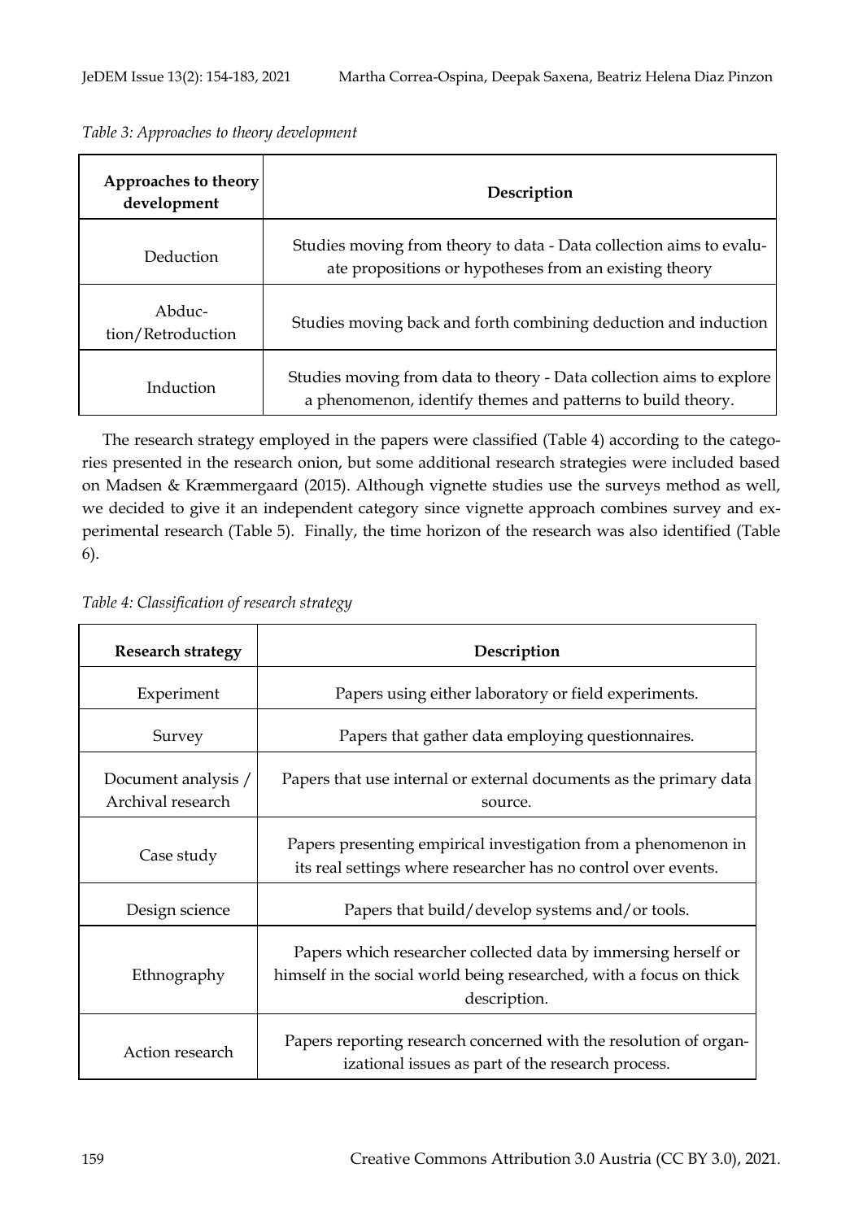*Table 3: Approaches to theory development*

| Approaches to theory development | Description |
| --- | --- |
| Deduction | Studies moving from theory to data - Data collection aims to evaluate propositions or hypotheses from an existing theory |
| Abduction/Retroduction | Studies moving back and forth combining deduction and induction |
| Induction | Studies moving from data to theory - Data collection aims to explore a phenomenon, identify themes and patterns to build theory. |

The research strategy employed in the papers were classified (Table 4) according to the categories presented in the research onion, but some additional research strategies were included based on Madsen & Kræmmergaard (2015). Although vignette studies use the surveys method as well, we decided to give it an independent category since vignette approach combines survey and experimental research (Table 5). Finally, the time horizon of the research was also identified (Table 6).

*Table 4: Classification of research strategy*

| Research strategy | Description |
| --- | --- |
| Experiment | Papers using either laboratory or field experiments. |
| Survey | Papers that gather data employing questionnaires. |
| Document analysis / Archival research | Papers that use internal or external documents as the primary data source. |
| Case study | Papers presenting empirical investigation from a phenomenon in its real settings where researcher has no control over events. |
| Design science | Papers that build/develop systems and/or tools. |
| Ethnography | Papers which researcher collected data by immersing herself or himself in the social world being researched, with a focus on thick description. |
| Action research | Papers reporting research concerned with the resolution of organizational issues as part of the research process. |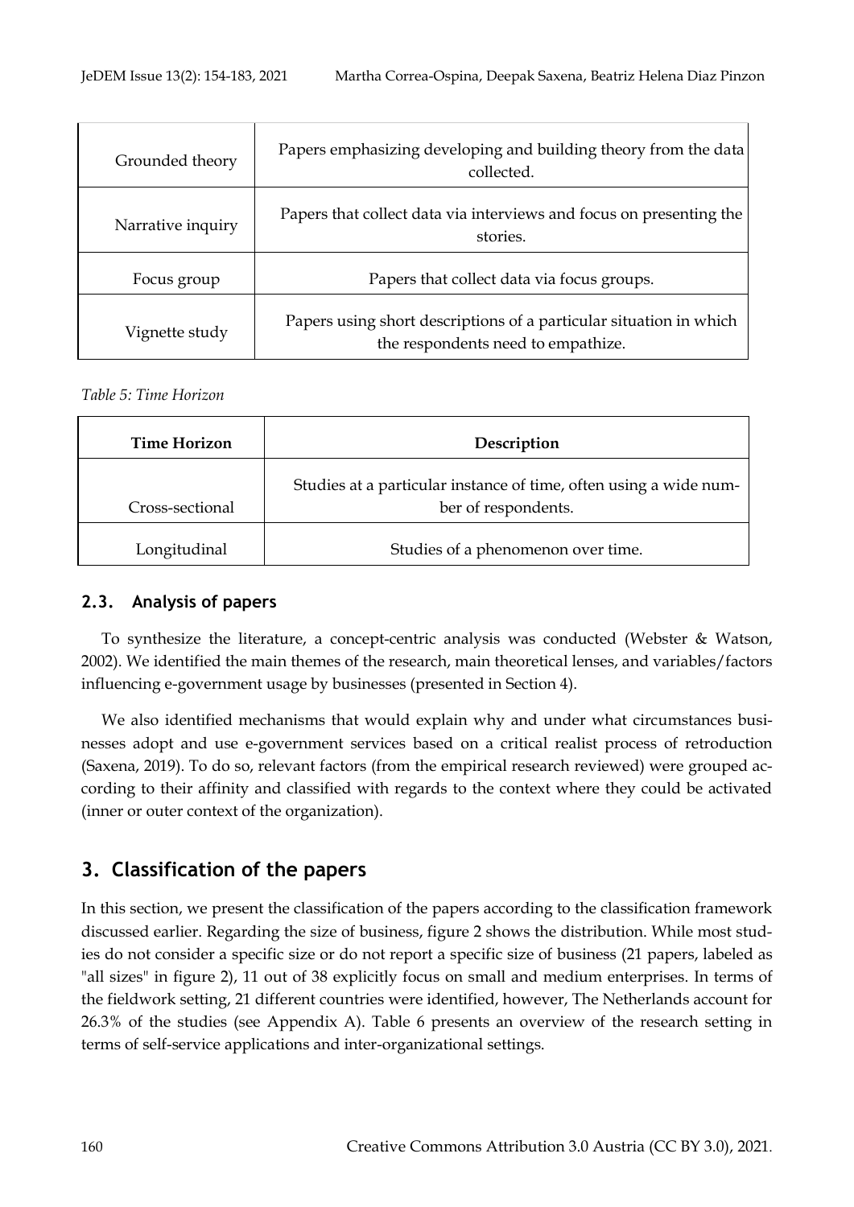| | |
|---|---|
| Grounded theory | Papers emphasizing developing and building theory from the data collected. |
| Narrative inquiry | Papers that collect data via interviews and focus on presenting the stories. |
| Focus group | Papers that collect data via focus groups. |
| Vignette study | Papers using short descriptions of a particular situation in which the respondents need to empathize. |

*Table 5: Time Horizon*

| Time Horizon | Description |
|---|---|
| Cross-sectional | Studies at a particular instance of time, often using a wide number of respondents. |
| Longitudinal | Studies of a phenomenon over time. |

### 2.3. Analysis of papers

To synthesize the literature, a concept-centric analysis was conducted (Webster & Watson, 2002). We identified the main themes of the research, main theoretical lenses, and variables/factors influencing e-government usage by businesses (presented in Section 4).

We also identified mechanisms that would explain why and under what circumstances businesses adopt and use e-government services based on a critical realist process of retroduction (Saxena, 2019). To do so, relevant factors (from the empirical research reviewed) were grouped according to their affinity and classified with regards to the context where they could be activated (inner or outer context of the organization).

## 3. Classification of the papers

In this section, we present the classification of the papers according to the classification framework discussed earlier. Regarding the size of business, figure 2 shows the distribution. While most studies do not consider a specific size or do not report a specific size of business (21 papers, labeled as "all sizes" in figure 2), 11 out of 38 explicitly focus on small and medium enterprises. In terms of the fieldwork setting, 21 different countries were identified, however, The Netherlands account for 26.3% of the studies (see Appendix A). Table 6 presents an overview of the research setting in terms of self-service applications and inter-organizational settings.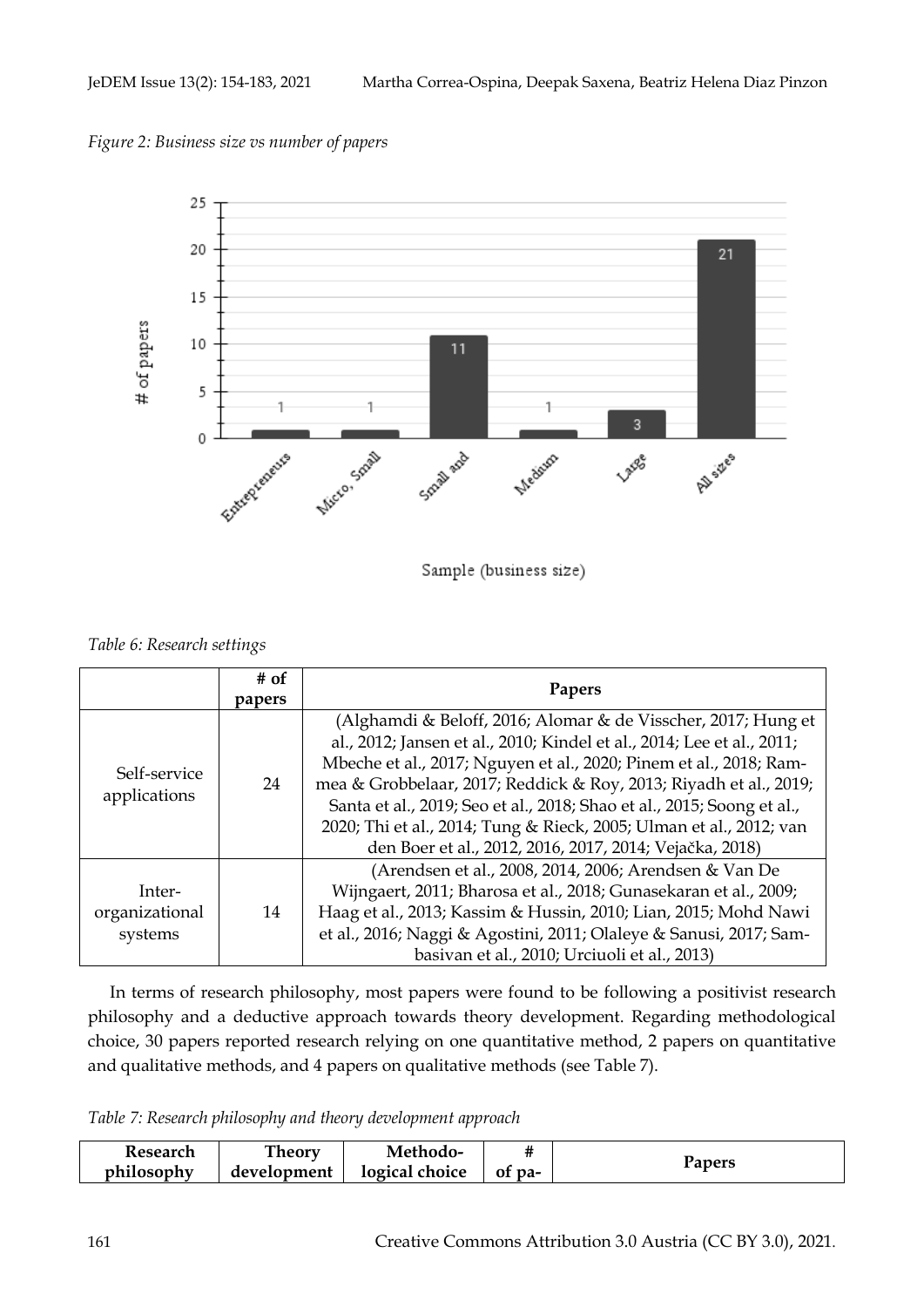*Figure 2: Business size vs number of papers*

*Table 6: Research settings*

| | # of papers | Papers |
|---|---|---|
| Self-service applications | 24 | (Alghamdi & Beloff, 2016; Alomar & de Visscher, 2017; Hung et al., 2012; Jansen et al., 2010; Kindel et al., 2014; Lee et al., 2011; Mbeche et al., 2017; Nguyen et al., 2020; Pinem et al., 2018; Rammea & Grobbelaar, 2017; Reddick & Roy, 2013; Riyadh et al., 2019; Santa et al., 2019; Seo et al., 2018; Shao et al., 2015; Soong et al., 2020; Thi et al., 2014; Tung & Rieck, 2005; Ulman et al., 2012; van den Boer et al., 2012, 2016, 2017, 2014; Vejačka, 2018) |
| Inter-organizational systems | 14 | (Arendsen et al., 2008, 2014, 2006; Arendsen & Van De Wijngaert, 2011; Bharosa et al., 2018; Gunasekaran et al., 2009; Haag et al., 2013; Kassim & Hussin, 2010; Lian, 2015; Mohd Nawi et al., 2016; Naggi & Agostini, 2011; Olaleye & Sanusi, 2017; Sambasivan et al., 2010; Urciuoli et al., 2013) |

In terms of research philosophy, most papers were found to be following a positivist research philosophy and a deductive approach towards theory development. Regarding methodological choice, 30 papers reported research relying on one quantitative method, 2 papers on quantitative and qualitative methods, and 4 papers on qualitative methods (see Table 7).

*Table 7: Research philosophy and theory development approach*

| Research philosophy | Theory development | Methodological choice | # of pa- | Papers |
|---|---|---|---|---|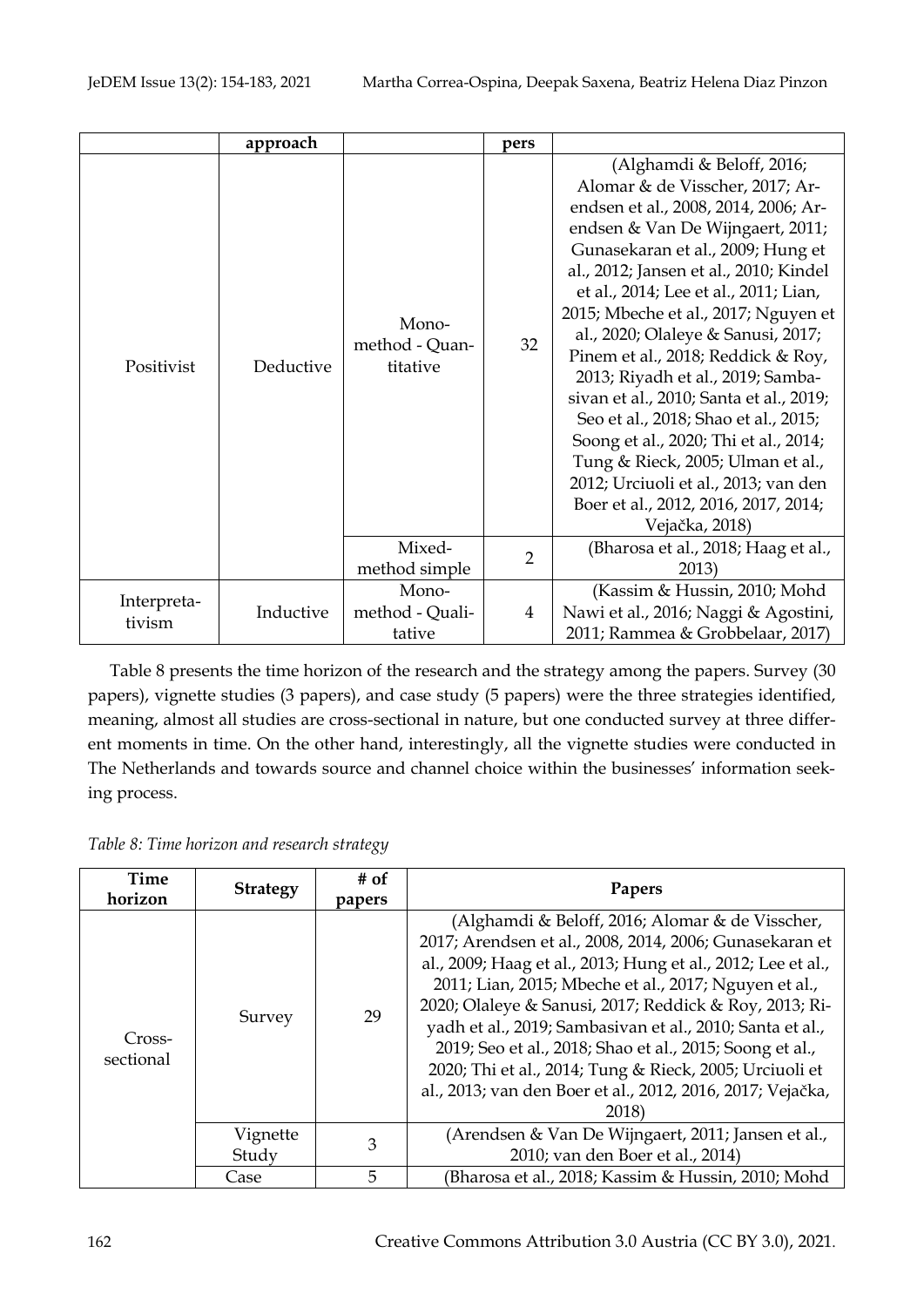| | approach | | pers | |
|---|---|---|---|---|
| Positivist | Deductive | Mono-method - Quantitative | 32 | (Alghamdi & Beloff, 2016; Alomar & de Visscher, 2017; Arendsen et al., 2008, 2014, 2006; Arendsen & Van De Wijngaert, 2011; Gunasekaran et al., 2009; Hung et al., 2012; Jansen et al., 2010; Kindel et al., 2014; Lee et al., 2011; Lian, 2015; Mbeche et al., 2017; Nguyen et al., 2020; Olaleye & Sanusi, 2017; Pinem et al., 2018; Reddick & Roy, 2013; Riyadh et al., 2019; Sambasivan et al., 2010; Santa et al., 2019; Seo et al., 2018; Shao et al., 2015; Soong et al., 2020; Thi et al., 2014; Tung & Rieck, 2005; Ulman et al., 2012; Urciuoli et al., 2013; van den Boer et al., 2012, 2016, 2017, 2014; Vejačka, 2018) |
| | | Mixed-method simple | 2 | (Bharosa et al., 2018; Haag et al., 2013) |
| Interpretativism | Inductive | Mono-method - Qualitative | 4 | (Kassim & Hussin, 2010; Mohd Nawi et al., 2016; Naggi & Agostini, 2011; Rammea & Grobbelaar, 2017) |

Table 8 presents the time horizon of the research and the strategy among the papers. Survey (30 papers), vignette studies (3 papers), and case study (5 papers) were the three strategies identified, meaning, almost all studies are cross-sectional in nature, but one conducted survey at three different moments in time. On the other hand, interestingly, all the vignette studies were conducted in The Netherlands and towards source and channel choice within the businesses' information seeking process.

*Table 8: Time horizon and research strategy*

| Time horizon | Strategy | # of papers | Papers |
|---|---|---|---|
| Cross-sectional | Survey | 29 | (Alghamdi & Beloff, 2016; Alomar & de Visscher, 2017; Arendsen et al., 2008, 2014, 2006; Gunasekaran et al., 2009; Haag et al., 2013; Hung et al., 2012; Lee et al., 2011; Lian, 2015; Mbeche et al., 2017; Nguyen et al., 2020; Olaleye & Sanusi, 2017; Reddick & Roy, 2013; Riyadh et al., 2019; Sambasivan et al., 2010; Santa et al., 2019; Seo et al., 2018; Shao et al., 2015; Soong et al., 2020; Thi et al., 2014; Tung & Rieck, 2005; Urciuoli et al., 2013; van den Boer et al., 2012, 2016, 2017; Vejačka, 2018) |
| | Vignette Study | 3 | (Arendsen & Van De Wijngaert, 2011; Jansen et al., 2010; van den Boer et al., 2014) |
| | Case | 5 | (Bharosa et al., 2018; Kassim & Hussin, 2010; Mohd |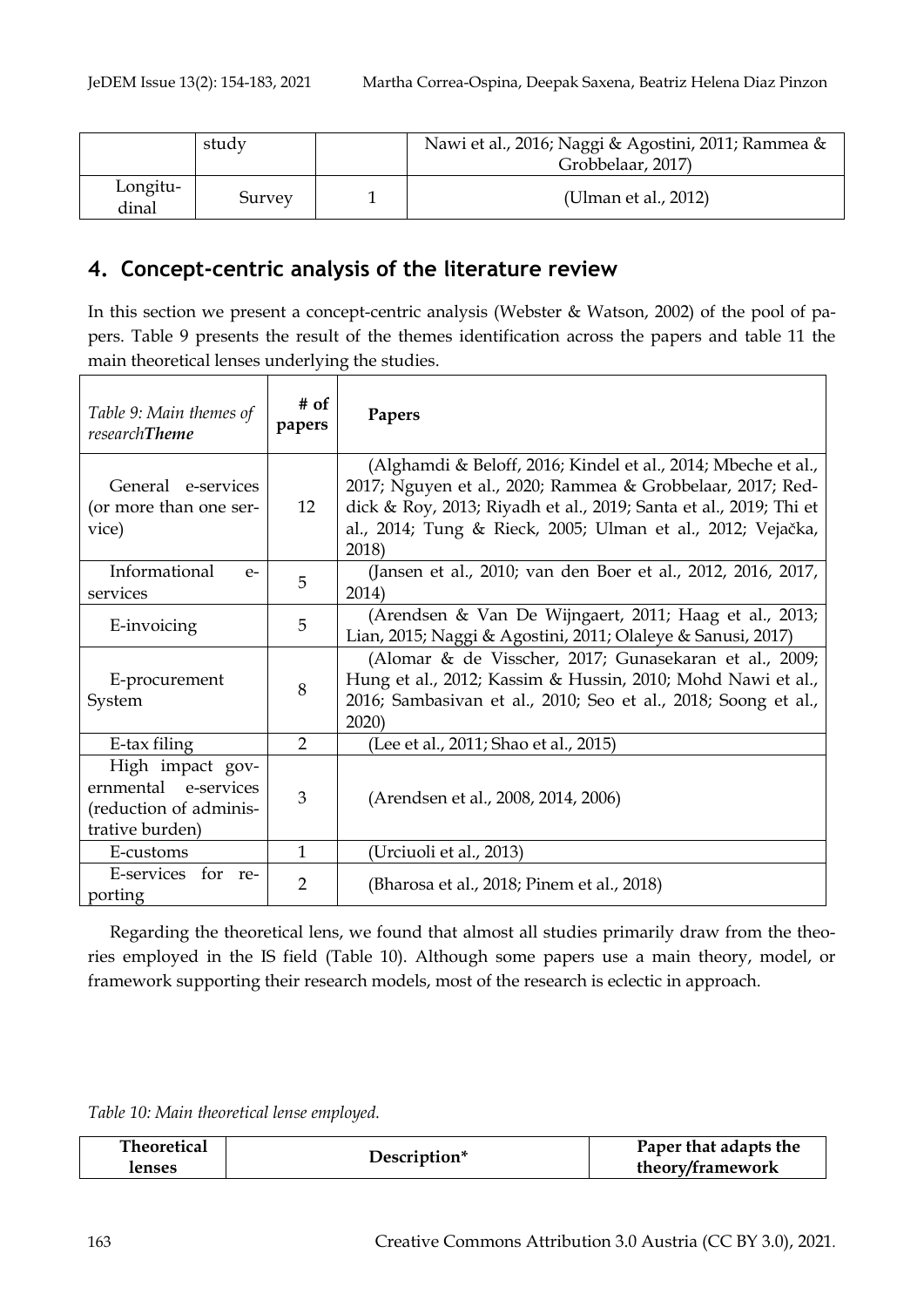|  | study |  | Nawi et al., 2016; Naggi & Agostini, 2011; Rammea & Grobbelaar, 2017) |
| --- | --- | --- | --- |
| Longitudinal | Survey | 1 | (Ulman et al., 2012) |

## 4. Concept-centric analysis of the literature review

In this section we present a concept-centric analysis (Webster & Watson, 2002) of the pool of papers. Table 9 presents the result of the themes identification across the papers and table 11 the main theoretical lenses underlying the studies.

| *Table 9: Main themes of research* **Theme** | **# of papers** | **Papers** |
| --- | --- | --- |
| General e-services (or more than one service) | 12 | (Alghamdi & Beloff, 2016; Kindel et al., 2014; Mbeche et al., 2017; Nguyen et al., 2020; Rammea & Grobbelaar, 2017; Reddick & Roy, 2013; Riyadh et al., 2019; Santa et al., 2019; Thi et al., 2014; Tung & Rieck, 2005; Ulman et al., 2012; Vejačka, 2018) |
| Informational e-services | 5 | (Jansen et al., 2010; van den Boer et al., 2012, 2016, 2017, 2014) |
| E-invoicing | 5 | (Arendsen & Van De Wijngaert, 2011; Haag et al., 2013; Lian, 2015; Naggi & Agostini, 2011; Olaleye & Sanusi, 2017) |
| E-procurement System | 8 | (Alomar & de Visscher, 2017; Gunasekaran et al., 2009; Hung et al., 2012; Kassim & Hussin, 2010; Mohd Nawi et al., 2016; Sambasivan et al., 2010; Seo et al., 2018; Soong et al., 2020) |
| E-tax filing | 2 | (Lee et al., 2011; Shao et al., 2015) |
| High impact governmental e-services (reduction of administrative burden) | 3 | (Arendsen et al., 2008, 2014, 2006) |
| E-customs | 1 | (Urciuoli et al., 2013) |
| E-services for reporting | 2 | (Bharosa et al., 2018; Pinem et al., 2018) |

Regarding the theoretical lens, we found that almost all studies primarily draw from the theories employed in the IS field (Table 10). Although some papers use a main theory, model, or framework supporting their research models, most of the research is eclectic in approach.

*Table 10: Main theoretical lense employed.*

| **Theoretical lenses** | **Description*** | **Paper that adapts the theory/framework** |
| --- | --- | --- |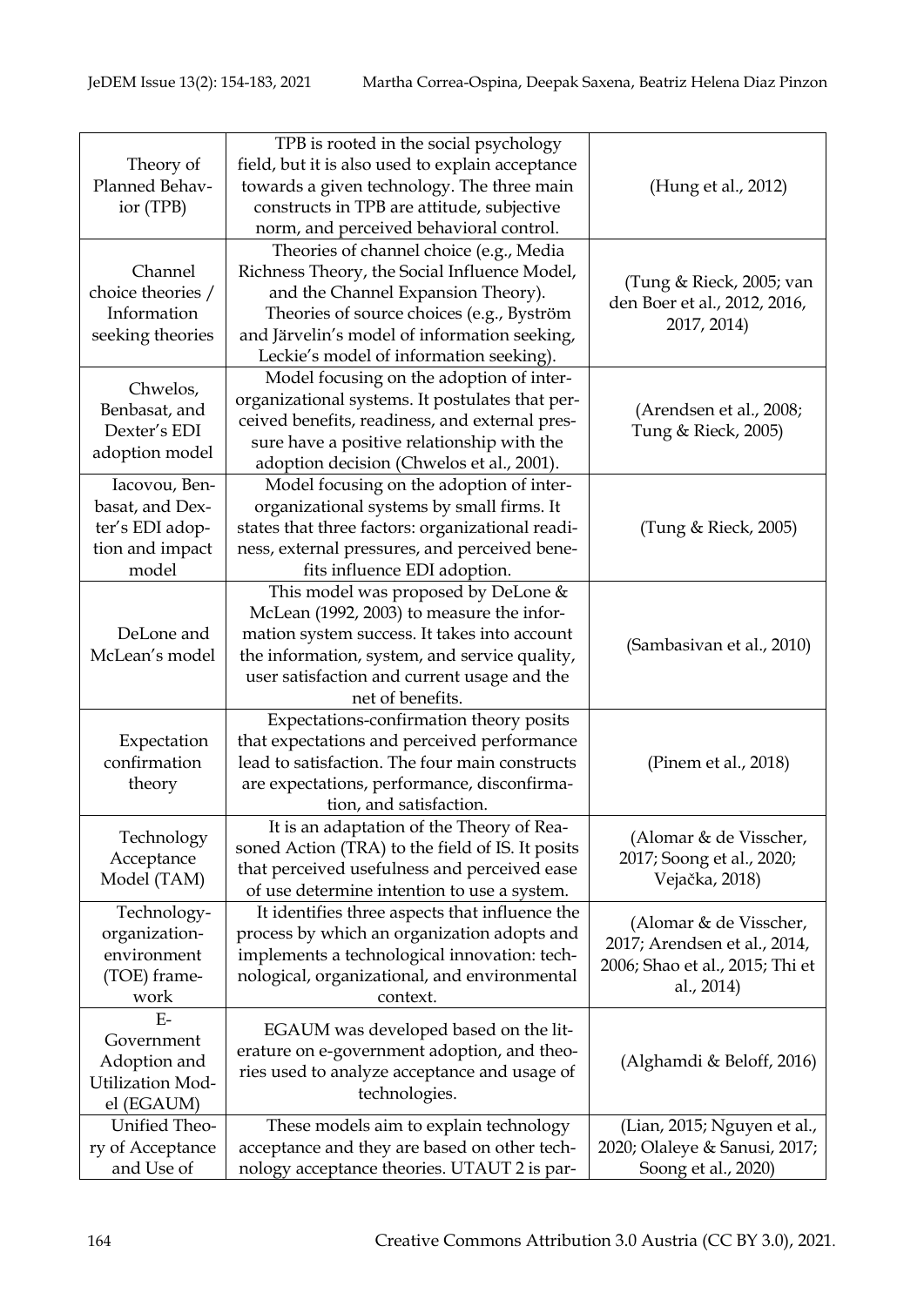| | | |
|---|---|---|
| Theory of Planned Behavior (TPB) | TPB is rooted in the social psychology field, but it is also used to explain acceptance towards a given technology. The three main constructs in TPB are attitude, subjective norm, and perceived behavioral control. | (Hung et al., 2012) |
| Channel choice theories / Information seeking theories | Theories of channel choice (e.g., Media Richness Theory, the Social Influence Model, and the Channel Expansion Theory). Theories of source choices (e.g., Byström and Järvelin's model of information seeking, Leckie's model of information seeking). | (Tung & Rieck, 2005; van den Boer et al., 2012, 2016, 2017, 2014) |
| Chwelos, Benbasat, and Dexter's EDI adoption model | Model focusing on the adoption of inter-organizational systems. It postulates that perceived benefits, readiness, and external pressure have a positive relationship with the adoption decision (Chwelos et al., 2001). | (Arendsen et al., 2008; Tung & Rieck, 2005) |
| Iacovou, Benbasat, and Dexter's EDI adoption and impact model | Model focusing on the adoption of inter-organizational systems by small firms. It states that three factors: organizational readiness, external pressures, and perceived benefits influence EDI adoption. | (Tung & Rieck, 2005) |
| DeLone and McLean's model | This model was proposed by DeLone & McLean (1992, 2003) to measure the information system success. It takes into account the information, system, and service quality, user satisfaction and current usage and the net of benefits. | (Sambasivan et al., 2010) |
| Expectation confirmation theory | Expectations-confirmation theory posits that expectations and perceived performance lead to satisfaction. The four main constructs are expectations, performance, disconfirmation, and satisfaction. | (Pinem et al., 2018) |
| Technology Acceptance Model (TAM) | It is an adaptation of the Theory of Reasoned Action (TRA) to the field of IS. It posits that perceived usefulness and perceived ease of use determine intention to use a system. | (Alomar & de Visscher, 2017; Soong et al., 2020; Vejačka, 2018) |
| Technology-organization-environment (TOE) framework | It identifies three aspects that influence the process by which an organization adopts and implements a technological innovation: technological, organizational, and environmental context. | (Alomar & de Visscher, 2017; Arendsen et al., 2014, 2006; Shao et al., 2015; Thi et al., 2014) |
| E-Government Adoption and Utilization Model (EGAUM) | EGAUM was developed based on the literature on e-government adoption, and theories used to analyze acceptance and usage of technologies. | (Alghamdi & Beloff, 2016) |
| Unified Theory of Acceptance and Use of | These models aim to explain technology acceptance and they are based on other technology acceptance theories. UTAUT 2 is par- | (Lian, 2015; Nguyen et al., 2020; Olaleye & Sanusi, 2017; Soong et al., 2020) |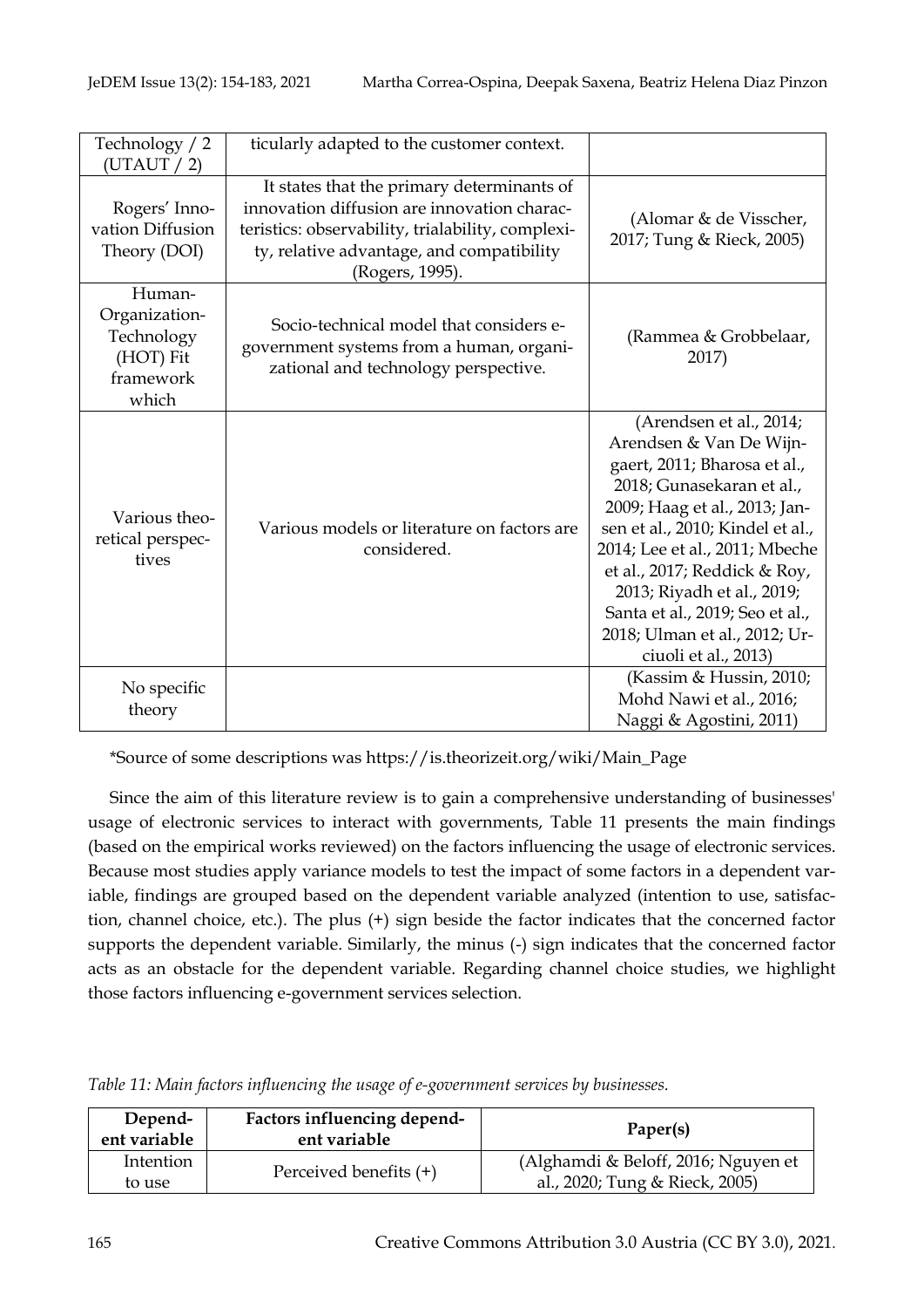| | | |
|---|---|---|
| Technology / 2 (UTAUT / 2) | ticularly adapted to the customer context. | |
| Rogers' Innovation Diffusion Theory (DOI) | It states that the primary determinants of innovation diffusion are innovation characteristics: observability, trialability, complexity, relative advantage, and compatibility (Rogers, 1995). | (Alomar & de Visscher, 2017; Tung & Rieck, 2005) |
| Human-Organization-Technology (HOT) Fit framework which | Socio-technical model that considers e-government systems from a human, organizational and technology perspective. | (Rammea & Grobbelaar, 2017) |
| Various theoretical perspectives | Various models or literature on factors are considered. | (Arendsen et al., 2014; Arendsen & Van De Wijngaert, 2011; Bharosa et al., 2018; Gunasekaran et al., 2009; Haag et al., 2013; Jansen et al., 2010; Kindel et al., 2014; Lee et al., 2011; Mbeche et al., 2017; Reddick & Roy, 2013; Riyadh et al., 2019; Santa et al., 2019; Seo et al., 2018; Ulman et al., 2012; Urciuoli et al., 2013) |
| No specific theory | | (Kassim & Hussin, 2010; Mohd Nawi et al., 2016; Naggi & Agostini, 2011) |

*Source of some descriptions was https://is.theorizeit.org/wiki/Main_Page

Since the aim of this literature review is to gain a comprehensive understanding of businesses' usage of electronic services to interact with governments, Table 11 presents the main findings (based on the empirical works reviewed) on the factors influencing the usage of electronic services. Because most studies apply variance models to test the impact of some factors in a dependent variable, findings are grouped based on the dependent variable analyzed (intention to use, satisfaction, channel choice, etc.). The plus (+) sign beside the factor indicates that the concerned factor supports the dependent variable. Similarly, the minus (-) sign indicates that the concerned factor acts as an obstacle for the dependent variable. Regarding channel choice studies, we highlight those factors influencing e-government services selection.

*Table 11: Main factors influencing the usage of e-government services by businesses.*

| Dependent variable | Factors influencing dependent variable | Paper(s) |
|---|---|---|
| Intention to use | Perceived benefits (+) | (Alghamdi & Beloff, 2016; Nguyen et al., 2020; Tung & Rieck, 2005) |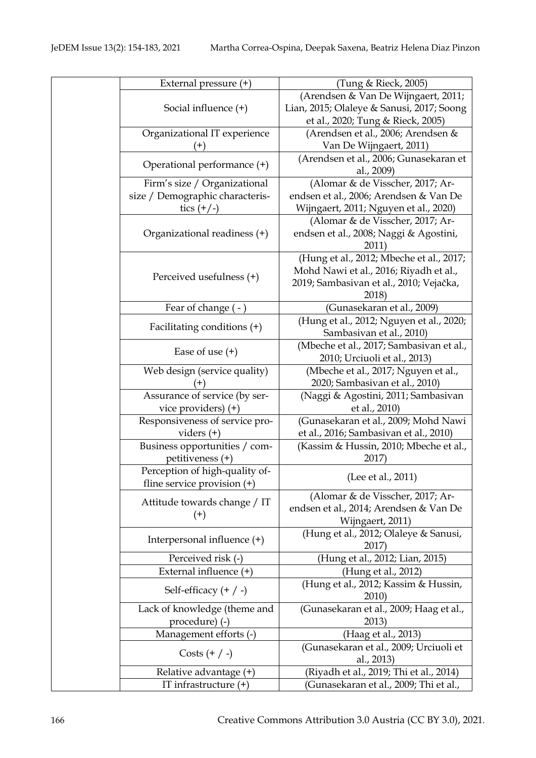| | | |
|---|---|---|
| | External pressure (+) | (Tung & Rieck, 2005) |
| | Social influence (+) | (Arendsen & Van De Wijngaert, 2011; Lian, 2015; Olaleye & Sanusi, 2017; Soong et al., 2020; Tung & Rieck, 2005) |
| | Organizational IT experience (+) | (Arendsen et al., 2006; Arendsen & Van De Wijngaert, 2011) |
| | Operational performance (+) | (Arendsen et al., 2006; Gunasekaran et al., 2009) |
| | Firm's size / Organizational size / Demographic characteristics (+/-) | (Alomar & de Visscher, 2017; Arendsen et al., 2006; Arendsen & Van De Wijngaert, 2011; Nguyen et al., 2020) |
| | Organizational readiness (+) | (Alomar & de Visscher, 2017; Arendsen et al., 2008; Naggi & Agostini, 2011) |
| | Perceived usefulness (+) | (Hung et al., 2012; Mbeche et al., 2017; Mohd Nawi et al., 2016; Riyadh et al., 2019; Sambasivan et al., 2010; Vejačka, 2018) |
| | Fear of change ( - ) | (Gunasekaran et al., 2009) |
| | Facilitating conditions (+) | (Hung et al., 2012; Nguyen et al., 2020; Sambasivan et al., 2010) |
| | Ease of use (+) | (Mbeche et al., 2017; Sambasivan et al., 2010; Urciuoli et al., 2013) |
| | Web design (service quality) (+) | (Mbeche et al., 2017; Nguyen et al., 2020; Sambasivan et al., 2010) |
| | Assurance of service (by service providers) (+) | (Naggi & Agostini, 2011; Sambasivan et al., 2010) |
| | Responsiveness of service providers (+) | (Gunasekaran et al., 2009; Mohd Nawi et al., 2016; Sambasivan et al., 2010) |
| | Business opportunities / competitiveness (+) | (Kassim & Hussin, 2010; Mbeche et al., 2017) |
| | Perception of high-quality offline service provision (+) | (Lee et al., 2011) |
| | Attitude towards change / IT (+) | (Alomar & de Visscher, 2017; Arendsen et al., 2014; Arendsen & Van De Wijngaert, 2011) |
| | Interpersonal influence (+) | (Hung et al., 2012; Olaleye & Sanusi, 2017) |
| | Perceived risk (-) | (Hung et al., 2012; Lian, 2015) |
| | External influence (+) | (Hung et al., 2012) |
| | Self-efficacy (+ / -) | (Hung et al., 2012; Kassim & Hussin, 2010) |
| | Lack of knowledge (theme and procedure) (-) | (Gunasekaran et al., 2009; Haag et al., 2013) |
| | Management efforts (-) | (Haag et al., 2013) |
| | Costs (+ / -) | (Gunasekaran et al., 2009; Urciuoli et al., 2013) |
| | Relative advantage (+) | (Riyadh et al., 2019; Thi et al., 2014) |
| | IT infrastructure (+) | (Gunasekaran et al., 2009; Thi et al., |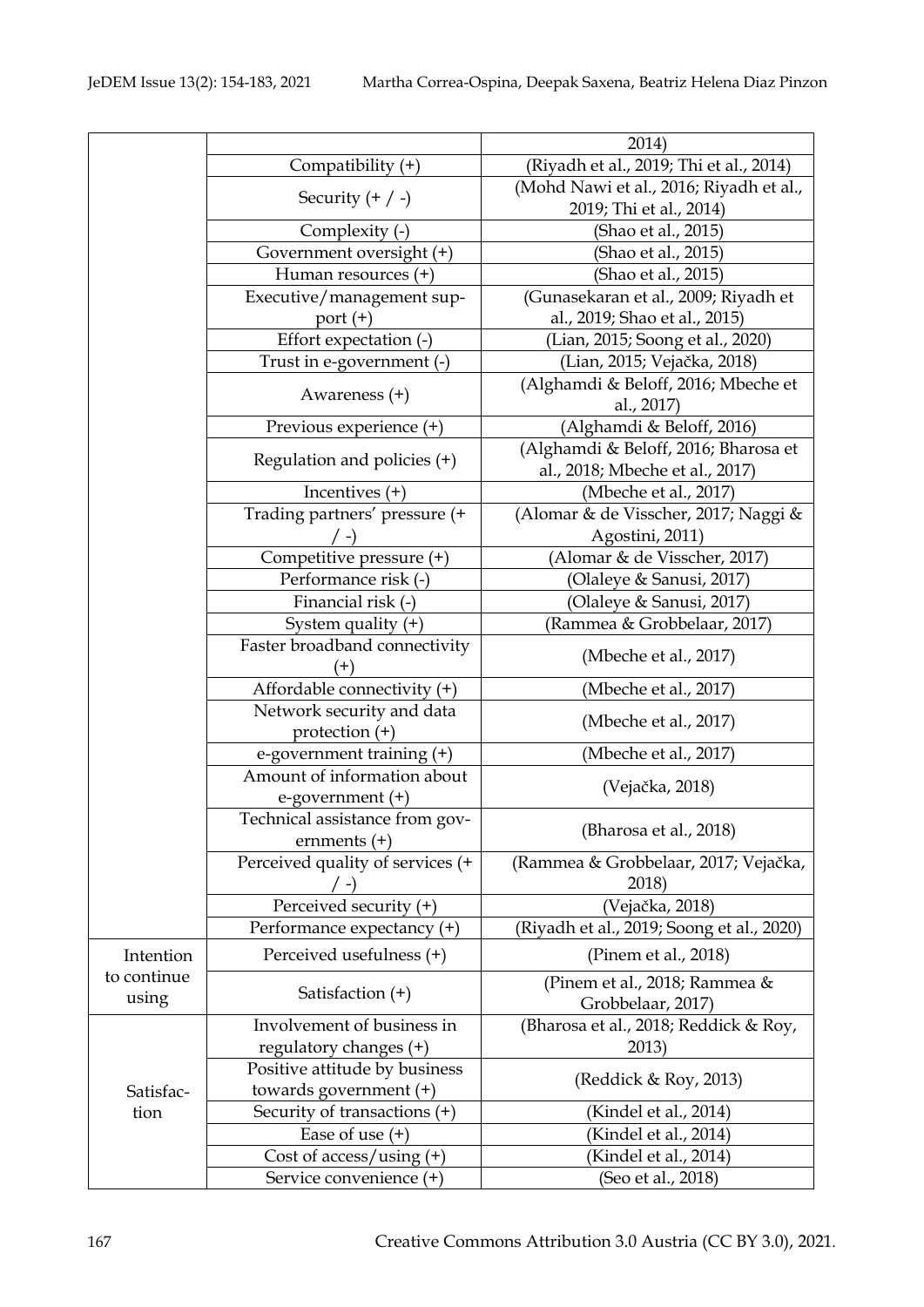| | | 2014) |
|---|---|---|
| | Compatibility (+) | (Riyadh et al., 2019; Thi et al., 2014) |
| | Security (+ / -) | (Mohd Nawi et al., 2016; Riyadh et al., 2019; Thi et al., 2014) |
| | Complexity (-) | (Shao et al., 2015) |
| | Government oversight (+) | (Shao et al., 2015) |
| | Human resources (+) | (Shao et al., 2015) |
| | Executive/management support (+) | (Gunasekaran et al., 2009; Riyadh et al., 2019; Shao et al., 2015) |
| | Effort expectation (-) | (Lian, 2015; Soong et al., 2020) |
| | Trust in e-government (-) | (Lian, 2015; Vejačka, 2018) |
| | Awareness (+) | (Alghamdi & Beloff, 2016; Mbeche et al., 2017) |
| | Previous experience (+) | (Alghamdi & Beloff, 2016) |
| | Regulation and policies (+) | (Alghamdi & Beloff, 2016; Bharosa et al., 2018; Mbeche et al., 2017) |
| | Incentives (+) | (Mbeche et al., 2017) |
| | Trading partners' pressure (+ / -) | (Alomar & de Visscher, 2017; Naggi & Agostini, 2011) |
| | Competitive pressure (+) | (Alomar & de Visscher, 2017) |
| | Performance risk (-) | (Olaleye & Sanusi, 2017) |
| | Financial risk (-) | (Olaleye & Sanusi, 2017) |
| | System quality (+) | (Rammea & Grobbelaar, 2017) |
| | Faster broadband connectivity (+) | (Mbeche et al., 2017) |
| | Affordable connectivity (+) | (Mbeche et al., 2017) |
| | Network security and data protection (+) | (Mbeche et al., 2017) |
| | e-government training (+) | (Mbeche et al., 2017) |
| | Amount of information about e-government (+) | (Vejačka, 2018) |
| | Technical assistance from governments (+) | (Bharosa et al., 2018) |
| | Perceived quality of services (+ / -) | (Rammea & Grobbelaar, 2017; Vejačka, 2018) |
| | Perceived security (+) | (Vejačka, 2018) |
| | Performance expectancy (+) | (Riyadh et al., 2019; Soong et al., 2020) |
| Intention to continue using | Perceived usefulness (+) | (Pinem et al., 2018) |
| | Satisfaction (+) | (Pinem et al., 2018; Rammea & Grobbelaar, 2017) |
| Satisfaction | Involvement of business in regulatory changes (+) | (Bharosa et al., 2018; Reddick & Roy, 2013) |
| | Positive attitude by business towards government (+) | (Reddick & Roy, 2013) |
| | Security of transactions (+) | (Kindel et al., 2014) |
| | Ease of use (+) | (Kindel et al., 2014) |
| | Cost of access/using (+) | (Kindel et al., 2014) |
| | Service convenience (+) | (Seo et al., 2018) |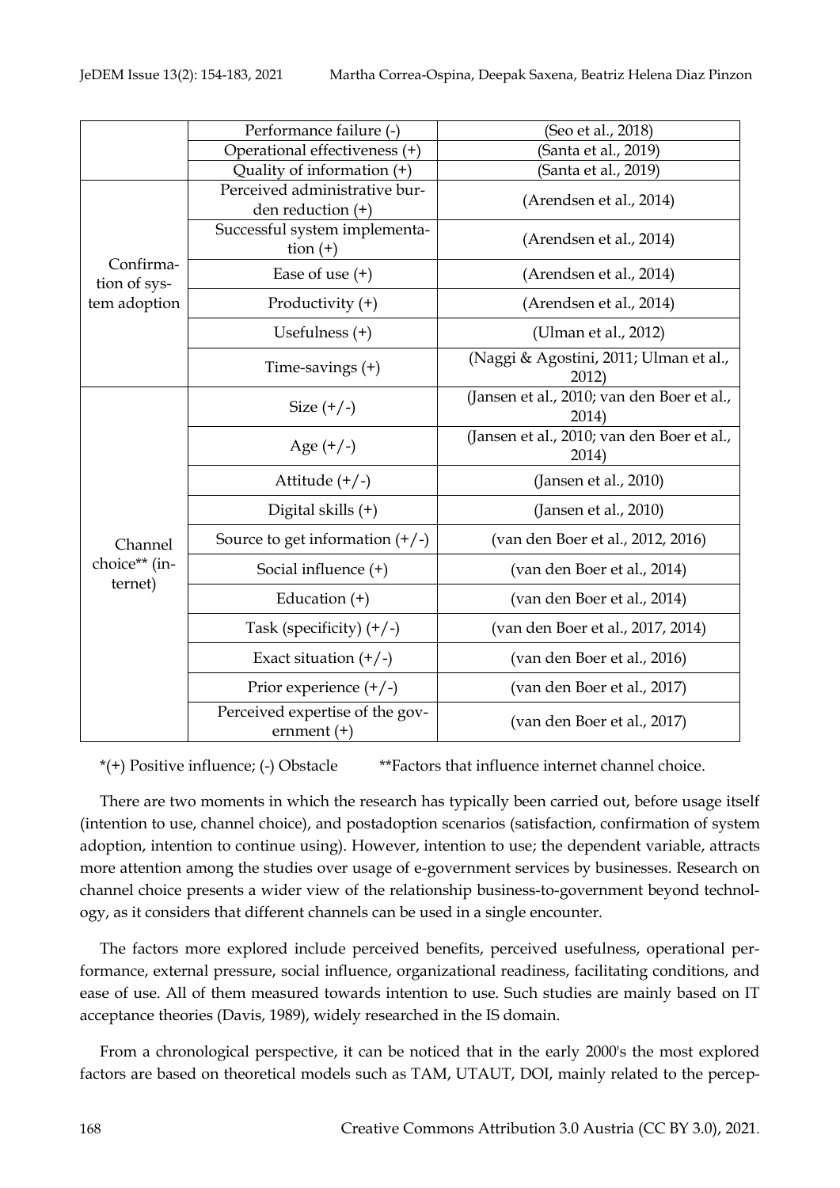| | | |
|---|---|---|
| | Performance failure (-) | (Seo et al., 2018) |
| | Operational effectiveness (+) | (Santa et al., 2019) |
| | Quality of information (+) | (Santa et al., 2019) |
| Confirmation of system adoption | Perceived administrative burden reduction (+) | (Arendsen et al., 2014) |
| | Successful system implementation (+) | (Arendsen et al., 2014) |
| | Ease of use (+) | (Arendsen et al., 2014) |
| | Productivity (+) | (Arendsen et al., 2014) |
| | Usefulness (+) | (Ulman et al., 2012) |
| | Time-savings (+) | (Naggi & Agostini, 2011; Ulman et al., 2012) |
| Channel choice** (internet) | Size (+/-) | (Jansen et al., 2010; van den Boer et al., 2014) |
| | Age (+/-) | (Jansen et al., 2010; van den Boer et al., 2014) |
| | Attitude (+/-) | (Jansen et al., 2010) |
| | Digital skills (+) | (Jansen et al., 2010) |
| | Source to get information (+/-) | (van den Boer et al., 2012, 2016) |
| | Social influence (+) | (van den Boer et al., 2014) |
| | Education (+) | (van den Boer et al., 2014) |
| | Task (specificity) (+/-) | (van den Boer et al., 2017, 2014) |
| | Exact situation (+/-) | (van den Boer et al., 2016) |
| | Prior experience (+/-) | (van den Boer et al., 2017) |
| | Perceived expertise of the government (+) | (van den Boer et al., 2017) |

*(+) Positive influence; (-) Obstacle  **Factors that influence internet channel choice.

There are two moments in which the research has typically been carried out, before usage itself (intention to use, channel choice), and postadoption scenarios (satisfaction, confirmation of system adoption, intention to continue using). However, intention to use; the dependent variable, attracts more attention among the studies over usage of e-government services by businesses. Research on channel choice presents a wider view of the relationship business-to-government beyond technology, as it considers that different channels can be used in a single encounter.

The factors more explored include perceived benefits, perceived usefulness, operational performance, external pressure, social influence, organizational readiness, facilitating conditions, and ease of use. All of them measured towards intention to use. Such studies are mainly based on IT acceptance theories (Davis, 1989), widely researched in the IS domain.

From a chronological perspective, it can be noticed that in the early 2000's the most explored factors are based on theoretical models such as TAM, UTAUT, DOI, mainly related to the percep-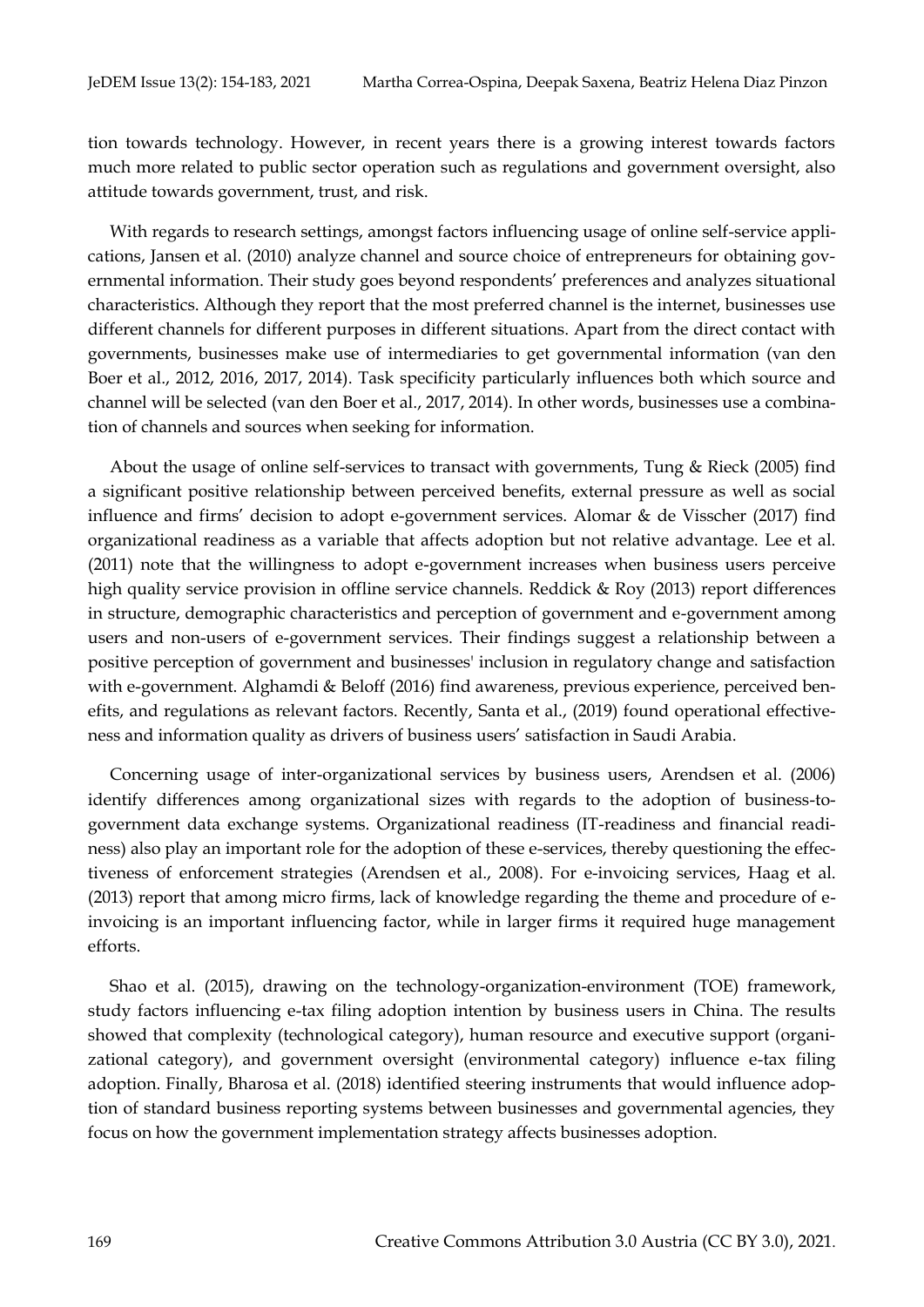tion towards technology. However, in recent years there is a growing interest towards factors much more related to public sector operation such as regulations and government oversight, also attitude towards government, trust, and risk.

With regards to research settings, amongst factors influencing usage of online self-service applications, Jansen et al. (2010) analyze channel and source choice of entrepreneurs for obtaining governmental information. Their study goes beyond respondents' preferences and analyzes situational characteristics. Although they report that the most preferred channel is the internet, businesses use different channels for different purposes in different situations. Apart from the direct contact with governments, businesses make use of intermediaries to get governmental information (van den Boer et al., 2012, 2016, 2017, 2014). Task specificity particularly influences both which source and channel will be selected (van den Boer et al., 2017, 2014). In other words, businesses use a combination of channels and sources when seeking for information.

About the usage of online self-services to transact with governments, Tung & Rieck (2005) find a significant positive relationship between perceived benefits, external pressure as well as social influence and firms' decision to adopt e-government services. Alomar & de Visscher (2017) find organizational readiness as a variable that affects adoption but not relative advantage. Lee et al. (2011) note that the willingness to adopt e-government increases when business users perceive high quality service provision in offline service channels. Reddick & Roy (2013) report differences in structure, demographic characteristics and perception of government and e-government among users and non-users of e-government services. Their findings suggest a relationship between a positive perception of government and businesses' inclusion in regulatory change and satisfaction with e-government. Alghamdi & Beloff (2016) find awareness, previous experience, perceived benefits, and regulations as relevant factors. Recently, Santa et al., (2019) found operational effectiveness and information quality as drivers of business users' satisfaction in Saudi Arabia.

Concerning usage of inter-organizational services by business users, Arendsen et al. (2006) identify differences among organizational sizes with regards to the adoption of business-to-government data exchange systems. Organizational readiness (IT-readiness and financial readiness) also play an important role for the adoption of these e-services, thereby questioning the effectiveness of enforcement strategies (Arendsen et al., 2008). For e-invoicing services, Haag et al. (2013) report that among micro firms, lack of knowledge regarding the theme and procedure of e-invoicing is an important influencing factor, while in larger firms it required huge management efforts.

Shao et al. (2015), drawing on the technology-organization-environment (TOE) framework, study factors influencing e-tax filing adoption intention by business users in China. The results showed that complexity (technological category), human resource and executive support (organizational category), and government oversight (environmental category) influence e-tax filing adoption. Finally, Bharosa et al. (2018) identified steering instruments that would influence adoption of standard business reporting systems between businesses and governmental agencies, they focus on how the government implementation strategy affects businesses adoption.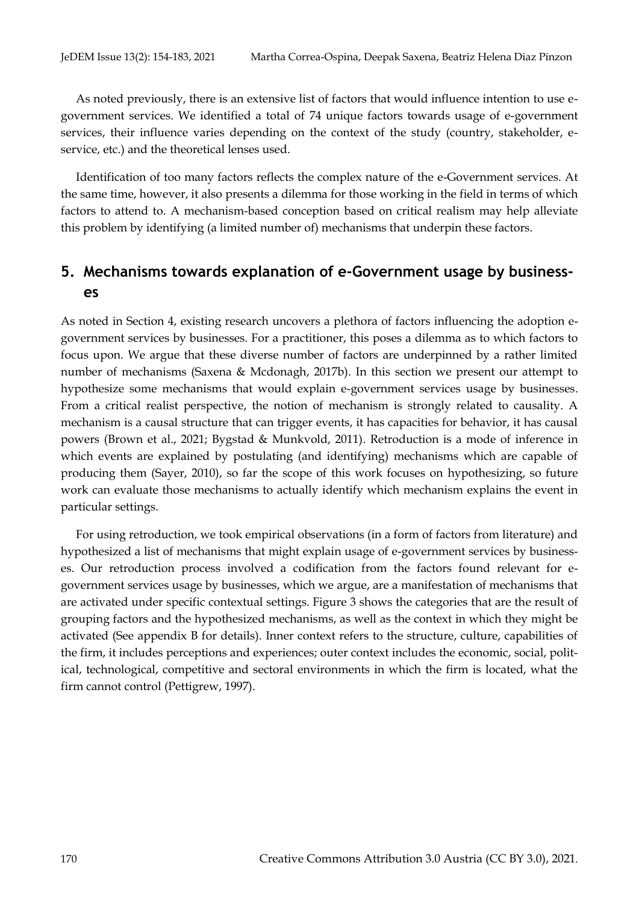As noted previously, there is an extensive list of factors that would influence intention to use e-government services. We identified a total of 74 unique factors towards usage of e-government services, their influence varies depending on the context of the study (country, stakeholder, e-service, etc.) and the theoretical lenses used.

Identification of too many factors reflects the complex nature of the e-Government services. At the same time, however, it also presents a dilemma for those working in the field in terms of which factors to attend to. A mechanism-based conception based on critical realism may help alleviate this problem by identifying (a limited number of) mechanisms that underpin these factors.

## 5. Mechanisms towards explanation of e-Government usage by businesses

As noted in Section 4, existing research uncovers a plethora of factors influencing the adoption e-government services by businesses. For a practitioner, this poses a dilemma as to which factors to focus upon. We argue that these diverse number of factors are underpinned by a rather limited number of mechanisms (Saxena & Mcdonagh, 2017b). In this section we present our attempt to hypothesize some mechanisms that would explain e-government services usage by businesses. From a critical realist perspective, the notion of mechanism is strongly related to causality. A mechanism is a causal structure that can trigger events, it has capacities for behavior, it has causal powers (Brown et al., 2021; Bygstad & Munkvold, 2011). Retroduction is a mode of inference in which events are explained by postulating (and identifying) mechanisms which are capable of producing them (Sayer, 2010), so far the scope of this work focuses on hypothesizing, so future work can evaluate those mechanisms to actually identify which mechanism explains the event in particular settings.

For using retroduction, we took empirical observations (in a form of factors from literature) and hypothesized a list of mechanisms that might explain usage of e-government services by businesses. Our retroduction process involved a codification from the factors found relevant for e-government services usage by businesses, which we argue, are a manifestation of mechanisms that are activated under specific contextual settings. Figure 3 shows the categories that are the result of grouping factors and the hypothesized mechanisms, as well as the context in which they might be activated (See appendix B for details). Inner context refers to the structure, culture, capabilities of the firm, it includes perceptions and experiences; outer context includes the economic, social, political, technological, competitive and sectoral environments in which the firm is located, what the firm cannot control (Pettigrew, 1997).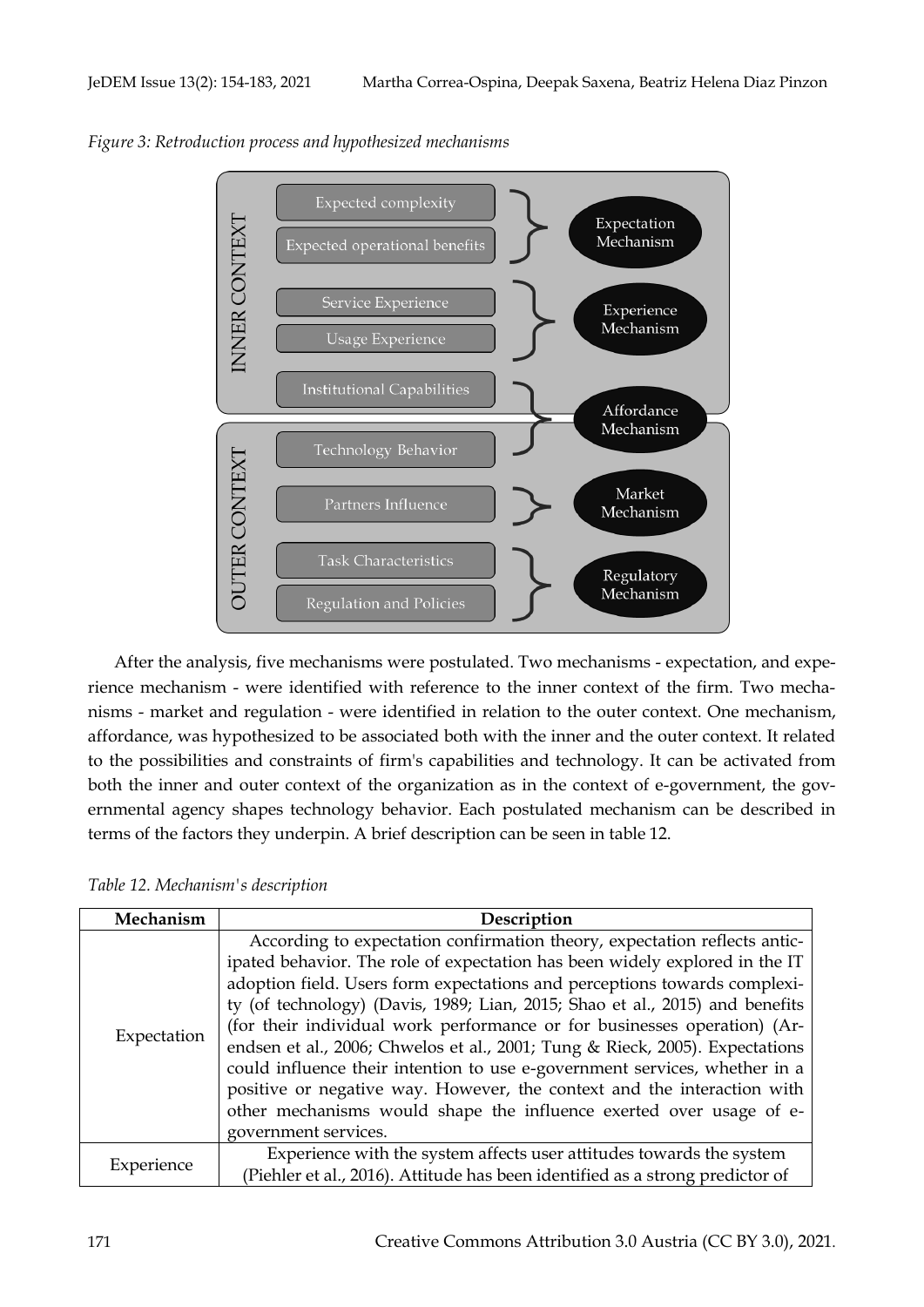*Figure 3: Retroduction process and hypothesized mechanisms*

INNER CONTEXT

- Expected complexity
- Expected operational benefits

→ Expectation Mechanism

- Service Experience
- Usage Experience

→ Experience Mechanism

- Institutional Capabilities

OUTER CONTEXT

- Technology Behavior

→ Affordance Mechanism (Institutional Capabilities, Technology Behavior)

- Partners Influence

→ Market Mechanism

- Task Characteristics
- Regulation and Policies

→ Regulatory Mechanism

After the analysis, five mechanisms were postulated. Two mechanisms - expectation, and experience mechanism - were identified with reference to the inner context of the firm. Two mechanisms - market and regulation - were identified in relation to the outer context. One mechanism, affordance, was hypothesized to be associated both with the inner and the outer context. It related to the possibilities and constraints of firm's capabilities and technology. It can be activated from both the inner and outer context of the organization as in the context of e-government, the governmental agency shapes technology behavior. Each postulated mechanism can be described in terms of the factors they underpin. A brief description can be seen in table 12.

*Table 12. Mechanism's description*

| Mechanism | Description |
|---|---|
| Expectation | According to expectation confirmation theory, expectation reflects anticipated behavior. The role of expectation has been widely explored in the IT adoption field. Users form expectations and perceptions towards complexity (of technology) (Davis, 1989; Lian, 2015; Shao et al., 2015) and benefits (for their individual work performance or for businesses operation) (Arendsen et al., 2006; Chwelos et al., 2001; Tung & Rieck, 2005). Expectations could influence their intention to use e-government services, whether in a positive or negative way. However, the context and the interaction with other mechanisms would shape the influence exerted over usage of e-government services. |
| Experience | Experience with the system affects user attitudes towards the system (Piehler et al., 2016). Attitude has been identified as a strong predictor of |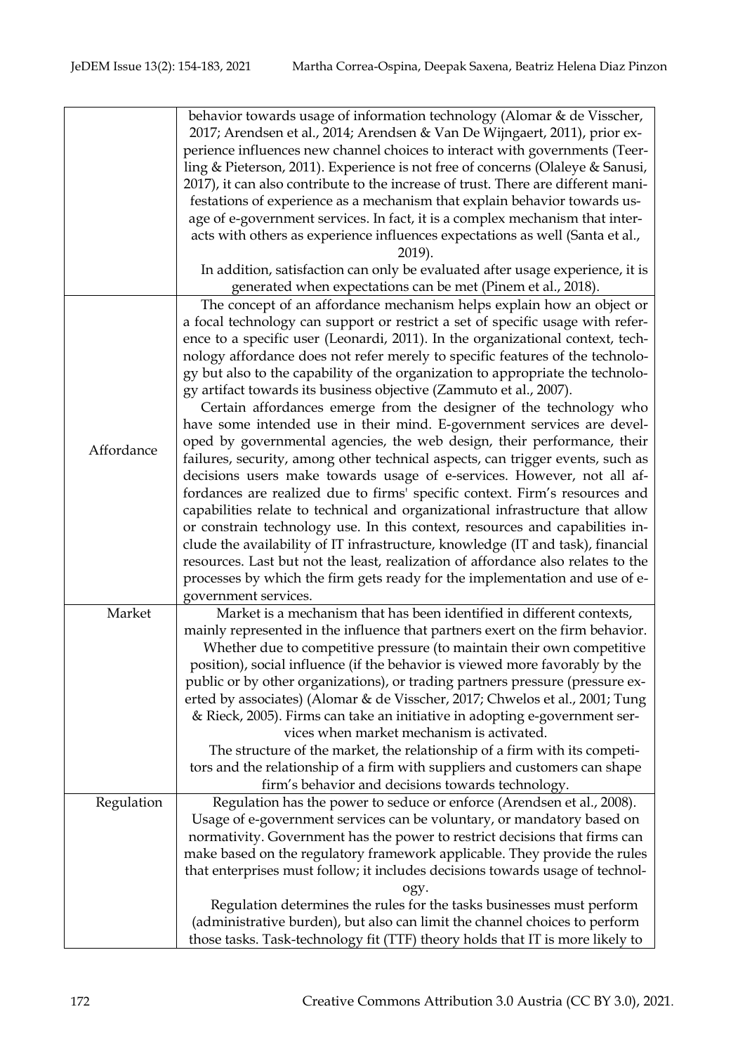| | |
|---|---|
| | behavior towards usage of information technology (Alomar & de Visscher, 2017; Arendsen et al., 2014; Arendsen & Van De Wijngaert, 2011), prior experience influences new channel choices to interact with governments (Teerling & Pieterson, 2011). Experience is not free of concerns (Olaleye & Sanusi, 2017), it can also contribute to the increase of trust. There are different manifestations of experience as a mechanism that explain behavior towards usage of e-government services. In fact, it is a complex mechanism that interacts with others as experience influences expectations as well (Santa et al., 2019). <br> In addition, satisfaction can only be evaluated after usage experience, it is generated when expectations can be met (Pinem et al., 2018). |
| Affordance | The concept of an affordance mechanism helps explain how an object or a focal technology can support or restrict a set of specific usage with reference to a specific user (Leonardi, 2011). In the organizational context, technology affordance does not refer merely to specific features of the technology but also to the capability of the organization to appropriate the technology artifact towards its business objective (Zammuto et al., 2007). <br> Certain affordances emerge from the designer of the technology who have some intended use in their mind. E-government services are developed by governmental agencies, the web design, their performance, their failures, security, among other technical aspects, can trigger events, such as decisions users make towards usage of e-services. However, not all affordances are realized due to firms' specific context. Firm's resources and capabilities relate to technical and organizational infrastructure that allow or constrain technology use. In this context, resources and capabilities include the availability of IT infrastructure, knowledge (IT and task), financial resources. Last but not the least, realization of affordance also relates to the processes by which the firm gets ready for the implementation and use of e-government services. |
| Market | Market is a mechanism that has been identified in different contexts, mainly represented in the influence that partners exert on the firm behavior. <br> Whether due to competitive pressure (to maintain their own competitive position), social influence (if the behavior is viewed more favorably by the public or by other organizations), or trading partners pressure (pressure exerted by associates) (Alomar & de Visscher, 2017; Chwelos et al., 2001; Tung & Rieck, 2005). Firms can take an initiative in adopting e-government services when market mechanism is activated. <br> The structure of the market, the relationship of a firm with its competitors and the relationship of a firm with suppliers and customers can shape firm's behavior and decisions towards technology. |
| Regulation | Regulation has the power to seduce or enforce (Arendsen et al., 2008). Usage of e-government services can be voluntary, or mandatory based on normativity. Government has the power to restrict decisions that firms can make based on the regulatory framework applicable. They provide the rules that enterprises must follow; it includes decisions towards usage of technology. <br> Regulation determines the rules for the tasks businesses must perform (administrative burden), but also can limit the channel choices to perform those tasks. Task-technology fit (TTF) theory holds that IT is more likely to |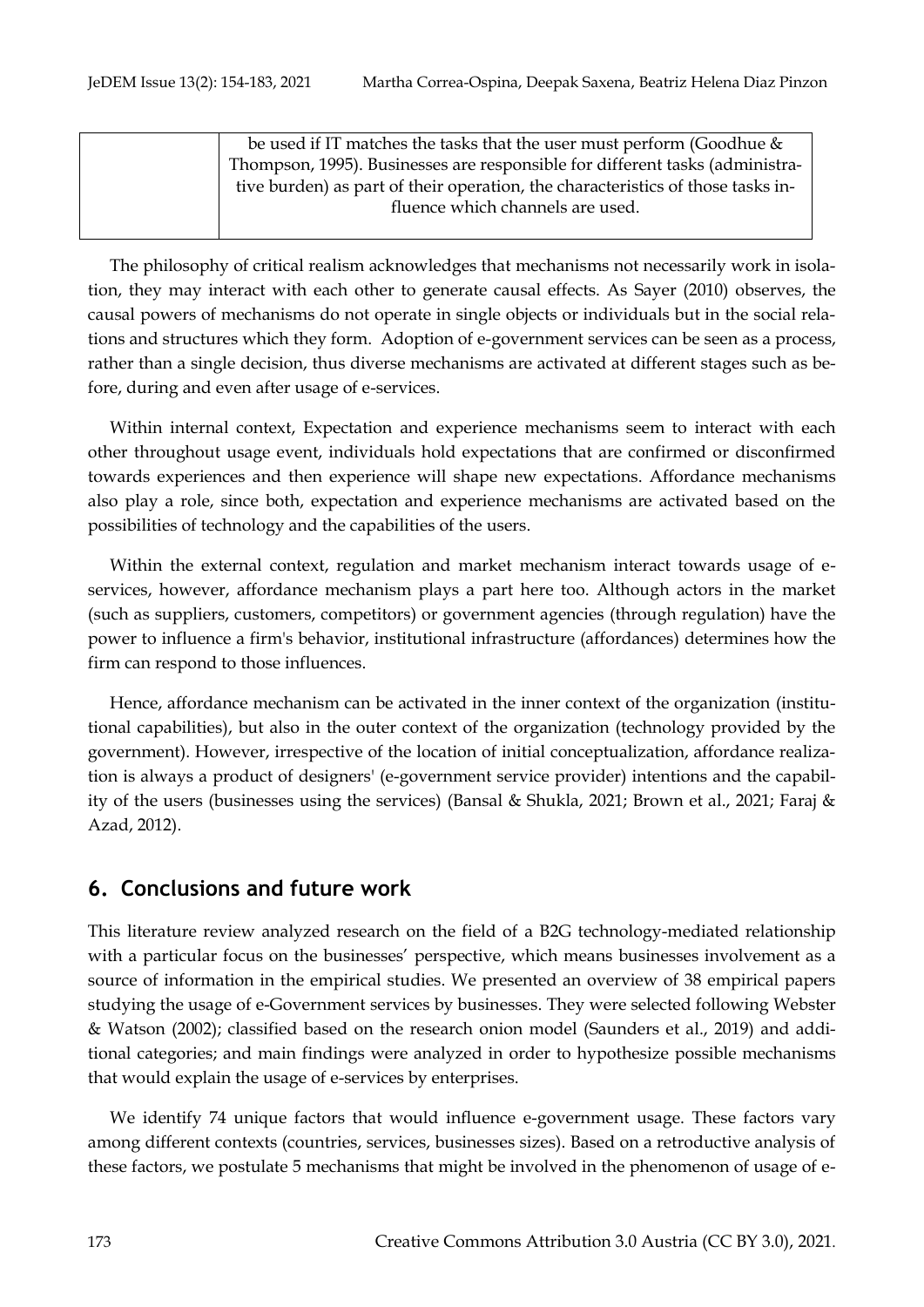| | be used if IT matches the tasks that the user must perform (Goodhue & Thompson, 1995). Businesses are responsible for different tasks (administrative burden) as part of their operation, the characteristics of those tasks influence which channels are used. |
|---|---|

The philosophy of critical realism acknowledges that mechanisms not necessarily work in isolation, they may interact with each other to generate causal effects. As Sayer (2010) observes, the causal powers of mechanisms do not operate in single objects or individuals but in the social relations and structures which they form. Adoption of e-government services can be seen as a process, rather than a single decision, thus diverse mechanisms are activated at different stages such as before, during and even after usage of e-services.

Within internal context, Expectation and experience mechanisms seem to interact with each other throughout usage event, individuals hold expectations that are confirmed or disconfirmed towards experiences and then experience will shape new expectations. Affordance mechanisms also play a role, since both, expectation and experience mechanisms are activated based on the possibilities of technology and the capabilities of the users.

Within the external context, regulation and market mechanism interact towards usage of e-services, however, affordance mechanism plays a part here too. Although actors in the market (such as suppliers, customers, competitors) or government agencies (through regulation) have the power to influence a firm's behavior, institutional infrastructure (affordances) determines how the firm can respond to those influences.

Hence, affordance mechanism can be activated in the inner context of the organization (institutional capabilities), but also in the outer context of the organization (technology provided by the government). However, irrespective of the location of initial conceptualization, affordance realization is always a product of designers' (e-government service provider) intentions and the capability of the users (businesses using the services) (Bansal & Shukla, 2021; Brown et al., 2021; Faraj & Azad, 2012).

## 6. Conclusions and future work

This literature review analyzed research on the field of a B2G technology-mediated relationship with a particular focus on the businesses' perspective, which means businesses involvement as a source of information in the empirical studies. We presented an overview of 38 empirical papers studying the usage of e-Government services by businesses. They were selected following Webster & Watson (2002); classified based on the research onion model (Saunders et al., 2019) and additional categories; and main findings were analyzed in order to hypothesize possible mechanisms that would explain the usage of e-services by enterprises.

We identify 74 unique factors that would influence e-government usage. These factors vary among different contexts (countries, services, businesses sizes). Based on a retroductive analysis of these factors, we postulate 5 mechanisms that might be involved in the phenomenon of usage of e-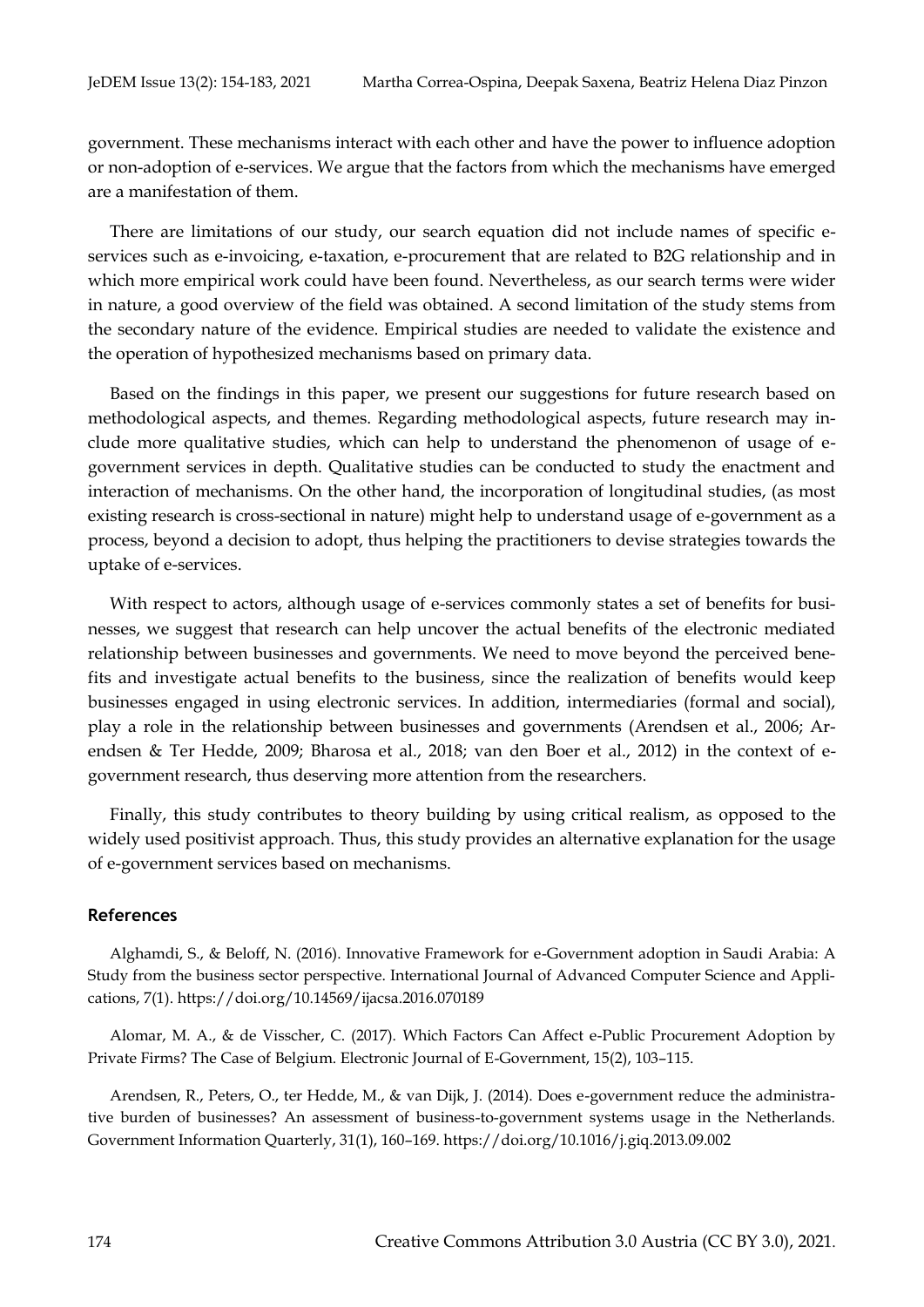government. These mechanisms interact with each other and have the power to influence adoption or non-adoption of e-services. We argue that the factors from which the mechanisms have emerged are a manifestation of them.

There are limitations of our study, our search equation did not include names of specific e-services such as e-invoicing, e-taxation, e-procurement that are related to B2G relationship and in which more empirical work could have been found. Nevertheless, as our search terms were wider in nature, a good overview of the field was obtained. A second limitation of the study stems from the secondary nature of the evidence. Empirical studies are needed to validate the existence and the operation of hypothesized mechanisms based on primary data.

Based on the findings in this paper, we present our suggestions for future research based on methodological aspects, and themes. Regarding methodological aspects, future research may include more qualitative studies, which can help to understand the phenomenon of usage of e-government services in depth. Qualitative studies can be conducted to study the enactment and interaction of mechanisms. On the other hand, the incorporation of longitudinal studies, (as most existing research is cross-sectional in nature) might help to understand usage of e-government as a process, beyond a decision to adopt, thus helping the practitioners to devise strategies towards the uptake of e-services.

With respect to actors, although usage of e-services commonly states a set of benefits for businesses, we suggest that research can help uncover the actual benefits of the electronic mediated relationship between businesses and governments. We need to move beyond the perceived benefits and investigate actual benefits to the business, since the realization of benefits would keep businesses engaged in using electronic services. In addition, intermediaries (formal and social), play a role in the relationship between businesses and governments (Arendsen et al., 2006; Arendsen & Ter Hedde, 2009; Bharosa et al., 2018; van den Boer et al., 2012) in the context of e-government research, thus deserving more attention from the researchers.

Finally, this study contributes to theory building by using critical realism, as opposed to the widely used positivist approach. Thus, this study provides an alternative explanation for the usage of e-government services based on mechanisms.

## References

Alghamdi, S., & Beloff, N. (2016). Innovative Framework for e-Government adoption in Saudi Arabia: A Study from the business sector perspective. International Journal of Advanced Computer Science and Applications, 7(1). https://doi.org/10.14569/ijacsa.2016.070189

Alomar, M. A., & de Visscher, C. (2017). Which Factors Can Affect e-Public Procurement Adoption by Private Firms? The Case of Belgium. Electronic Journal of E-Government, 15(2), 103–115.

Arendsen, R., Peters, O., ter Hedde, M., & van Dijk, J. (2014). Does e-government reduce the administrative burden of businesses? An assessment of business-to-government systems usage in the Netherlands. Government Information Quarterly, 31(1), 160–169. https://doi.org/10.1016/j.giq.2013.09.002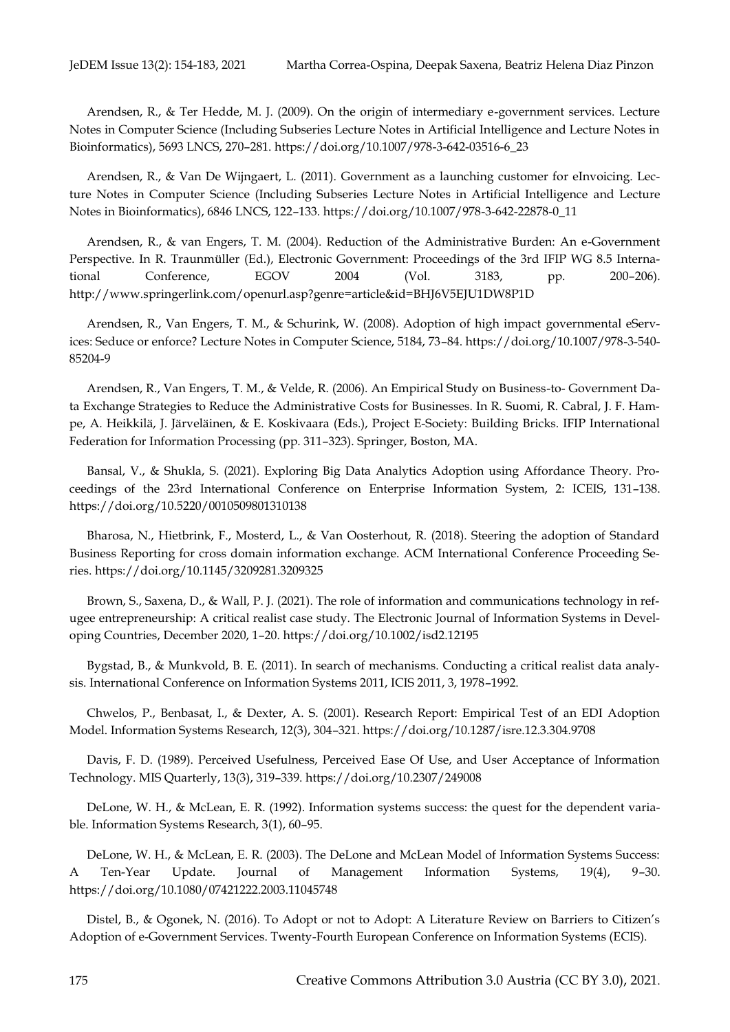Arendsen, R., & Ter Hedde, M. J. (2009). On the origin of intermediary e-government services. Lecture Notes in Computer Science (Including Subseries Lecture Notes in Artificial Intelligence and Lecture Notes in Bioinformatics), 5693 LNCS, 270–281. https://doi.org/10.1007/978-3-642-03516-6_23

Arendsen, R., & Van De Wijngaert, L. (2011). Government as a launching customer for eInvoicing. Lecture Notes in Computer Science (Including Subseries Lecture Notes in Artificial Intelligence and Lecture Notes in Bioinformatics), 6846 LNCS, 122–133. https://doi.org/10.1007/978-3-642-22878-0_11

Arendsen, R., & van Engers, T. M. (2004). Reduction of the Administrative Burden: An e-Government Perspective. In R. Traunmüller (Ed.), Electronic Government: Proceedings of the 3rd IFIP WG 8.5 International Conference, EGOV 2004 (Vol. 3183, pp. 200–206). http://www.springerlink.com/openurl.asp?genre=article&id=BHJ6V5EJU1DW8P1D

Arendsen, R., Van Engers, T. M., & Schurink, W. (2008). Adoption of high impact governmental eServices: Seduce or enforce? Lecture Notes in Computer Science, 5184, 73–84. https://doi.org/10.1007/978-3-540-85204-9

Arendsen, R., Van Engers, T. M., & Velde, R. (2006). An Empirical Study on Business-to- Government Data Exchange Strategies to Reduce the Administrative Costs for Businesses. In R. Suomi, R. Cabral, J. F. Hampe, A. Heikkilä, J. Järveläinen, & E. Koskivaara (Eds.), Project E-Society: Building Bricks. IFIP International Federation for Information Processing (pp. 311–323). Springer, Boston, MA.

Bansal, V., & Shukla, S. (2021). Exploring Big Data Analytics Adoption using Affordance Theory. Proceedings of the 23rd International Conference on Enterprise Information System, 2: ICEIS, 131–138. https://doi.org/10.5220/0010509801310138

Bharosa, N., Hietbrink, F., Mosterd, L., & Van Oosterhout, R. (2018). Steering the adoption of Standard Business Reporting for cross domain information exchange. ACM International Conference Proceeding Series. https://doi.org/10.1145/3209281.3209325

Brown, S., Saxena, D., & Wall, P. J. (2021). The role of information and communications technology in refugee entrepreneurship: A critical realist case study. The Electronic Journal of Information Systems in Developing Countries, December 2020, 1–20. https://doi.org/10.1002/isd2.12195

Bygstad, B., & Munkvold, B. E. (2011). In search of mechanisms. Conducting a critical realist data analysis. International Conference on Information Systems 2011, ICIS 2011, 3, 1978–1992.

Chwelos, P., Benbasat, I., & Dexter, A. S. (2001). Research Report: Empirical Test of an EDI Adoption Model. Information Systems Research, 12(3), 304–321. https://doi.org/10.1287/isre.12.3.304.9708

Davis, F. D. (1989). Perceived Usefulness, Perceived Ease Of Use, and User Acceptance of Information Technology. MIS Quarterly, 13(3), 319–339. https://doi.org/10.2307/249008

DeLone, W. H., & McLean, E. R. (1992). Information systems success: the quest for the dependent variable. Information Systems Research, 3(1), 60–95.

DeLone, W. H., & McLean, E. R. (2003). The DeLone and McLean Model of Information Systems Success: A Ten-Year Update. Journal of Management Information Systems, 19(4), 9–30. https://doi.org/10.1080/07421222.2003.11045748

Distel, B., & Ogonek, N. (2016). To Adopt or not to Adopt: A Literature Review on Barriers to Citizen's Adoption of e-Government Services. Twenty-Fourth European Conference on Information Systems (ECIS).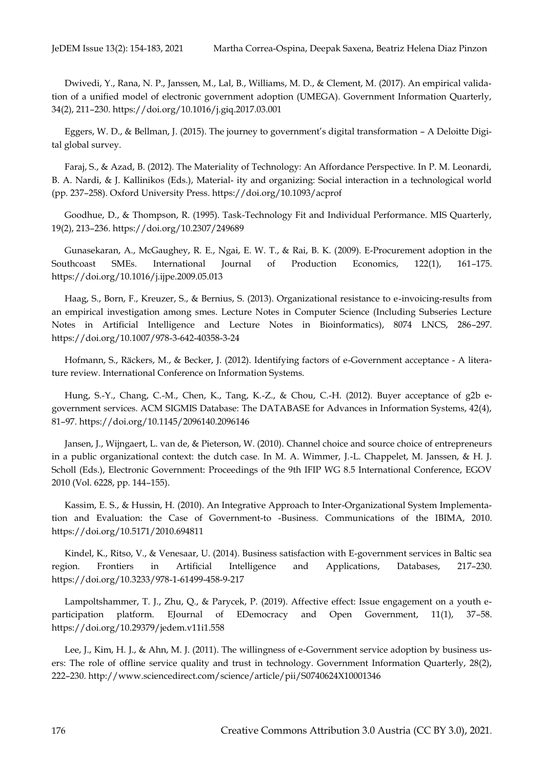Dwivedi, Y., Rana, N. P., Janssen, M., Lal, B., Williams, M. D., & Clement, M. (2017). An empirical validation of a unified model of electronic government adoption (UMEGA). Government Information Quarterly, 34(2), 211–230. https://doi.org/10.1016/j.giq.2017.03.001

Eggers, W. D., & Bellman, J. (2015). The journey to government's digital transformation – A Deloitte Digital global survey.

Faraj, S., & Azad, B. (2012). The Materiality of Technology: An Affordance Perspective. In P. M. Leonardi, B. A. Nardi, & J. Kallinikos (Eds.), Material- ity and organizing: Social interaction in a technological world (pp. 237–258). Oxford University Press. https://doi.org/10.1093/acprof

Goodhue, D., & Thompson, R. (1995). Task-Technology Fit and Individual Performance. MIS Quarterly, 19(2), 213–236. https://doi.org/10.2307/249689

Gunasekaran, A., McGaughey, R. E., Ngai, E. W. T., & Rai, B. K. (2009). E-Procurement adoption in the Southcoast SMEs. International Journal of Production Economics, 122(1), 161–175. https://doi.org/10.1016/j.ijpe.2009.05.013

Haag, S., Born, F., Kreuzer, S., & Bernius, S. (2013). Organizational resistance to e-invoicing-results from an empirical investigation among smes. Lecture Notes in Computer Science (Including Subseries Lecture Notes in Artificial Intelligence and Lecture Notes in Bioinformatics), 8074 LNCS, 286–297. https://doi.org/10.1007/978-3-642-40358-3-24

Hofmann, S., Räckers, M., & Becker, J. (2012). Identifying factors of e-Government acceptance - A literature review. International Conference on Information Systems.

Hung, S.-Y., Chang, C.-M., Chen, K., Tang, K.-Z., & Chou, C.-H. (2012). Buyer acceptance of g2b e-government services. ACM SIGMIS Database: The DATABASE for Advances in Information Systems, 42(4), 81–97. https://doi.org/10.1145/2096140.2096146

Jansen, J., Wijngaert, L. van de, & Pieterson, W. (2010). Channel choice and source choice of entrepreneurs in a public organizational context: the dutch case. In M. A. Wimmer, J.-L. Chappelet, M. Janssen, & H. J. Scholl (Eds.), Electronic Government: Proceedings of the 9th IFIP WG 8.5 International Conference, EGOV 2010 (Vol. 6228, pp. 144–155).

Kassim, E. S., & Hussin, H. (2010). An Integrative Approach to Inter-Organizational System Implementation and Evaluation: the Case of Government-to -Business. Communications of the IBIMA, 2010. https://doi.org/10.5171/2010.694811

Kindel, K., Ritso, V., & Venesaar, U. (2014). Business satisfaction with E-government services in Baltic sea region. Frontiers in Artificial Intelligence and Applications, Databases, 217–230. https://doi.org/10.3233/978-1-61499-458-9-217

Lampoltshammer, T. J., Zhu, Q., & Parycek, P. (2019). Affective effect: Issue engagement on a youth e-participation platform. EJournal of EDemocracy and Open Government, 11(1), 37–58. https://doi.org/10.29379/jedem.v11i1.558

Lee, J., Kim, H. J., & Ahn, M. J. (2011). The willingness of e-Government service adoption by business users: The role of offline service quality and trust in technology. Government Information Quarterly, 28(2), 222–230. http://www.sciencedirect.com/science/article/pii/S0740624X10001346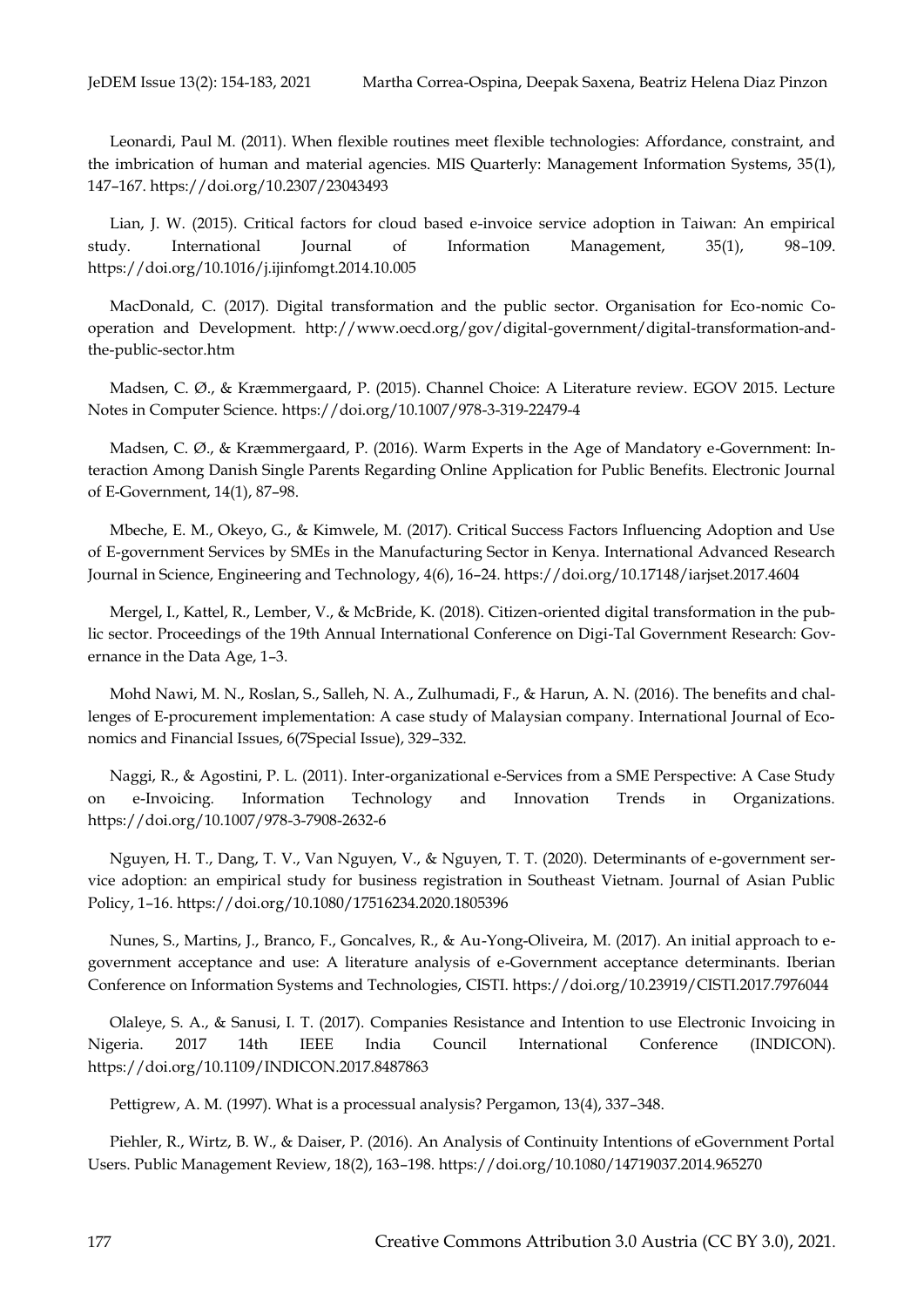Leonardi, Paul M. (2011). When flexible routines meet flexible technologies: Affordance, constraint, and the imbrication of human and material agencies. MIS Quarterly: Management Information Systems, 35(1), 147–167. https://doi.org/10.2307/23043493

Lian, J. W. (2015). Critical factors for cloud based e-invoice service adoption in Taiwan: An empirical study. International Journal of Information Management, 35(1), 98–109. https://doi.org/10.1016/j.ijinfomgt.2014.10.005

MacDonald, C. (2017). Digital transformation and the public sector. Organisation for Eco-nomic Co-operation and Development. http://www.oecd.org/gov/digital-government/digital-transformation-and-the-public-sector.htm

Madsen, C. Ø., & Kræmmergaard, P. (2015). Channel Choice: A Literature review. EGOV 2015. Lecture Notes in Computer Science. https://doi.org/10.1007/978-3-319-22479-4

Madsen, C. Ø., & Kræmmergaard, P. (2016). Warm Experts in the Age of Mandatory e-Government: Interaction Among Danish Single Parents Regarding Online Application for Public Benefits. Electronic Journal of E-Government, 14(1), 87–98.

Mbeche, E. M., Okeyo, G., & Kimwele, M. (2017). Critical Success Factors Influencing Adoption and Use of E-government Services by SMEs in the Manufacturing Sector in Kenya. International Advanced Research Journal in Science, Engineering and Technology, 4(6), 16–24. https://doi.org/10.17148/iarjset.2017.4604

Mergel, I., Kattel, R., Lember, V., & McBride, K. (2018). Citizen-oriented digital transformation in the public sector. Proceedings of the 19th Annual International Conference on Digi-Tal Government Research: Governance in the Data Age, 1–3.

Mohd Nawi, M. N., Roslan, S., Salleh, N. A., Zulhumadi, F., & Harun, A. N. (2016). The benefits and challenges of E-procurement implementation: A case study of Malaysian company. International Journal of Economics and Financial Issues, 6(7Special Issue), 329–332.

Naggi, R., & Agostini, P. L. (2011). Inter-organizational e-Services from a SME Perspective: A Case Study on e-Invoicing. Information Technology and Innovation Trends in Organizations. https://doi.org/10.1007/978-3-7908-2632-6

Nguyen, H. T., Dang, T. V., Van Nguyen, V., & Nguyen, T. T. (2020). Determinants of e-government service adoption: an empirical study for business registration in Southeast Vietnam. Journal of Asian Public Policy, 1–16. https://doi.org/10.1080/17516234.2020.1805396

Nunes, S., Martins, J., Branco, F., Goncalves, R., & Au-Yong-Oliveira, M. (2017). An initial approach to e-government acceptance and use: A literature analysis of e-Government acceptance determinants. Iberian Conference on Information Systems and Technologies, CISTI. https://doi.org/10.23919/CISTI.2017.7976044

Olaleye, S. A., & Sanusi, I. T. (2017). Companies Resistance and Intention to use Electronic Invoicing in Nigeria. 2017 14th IEEE India Council International Conference (INDICON). https://doi.org/10.1109/INDICON.2017.8487863

Pettigrew, A. M. (1997). What is a processual analysis? Pergamon, 13(4), 337–348.

Piehler, R., Wirtz, B. W., & Daiser, P. (2016). An Analysis of Continuity Intentions of eGovernment Portal Users. Public Management Review, 18(2), 163–198. https://doi.org/10.1080/14719037.2014.965270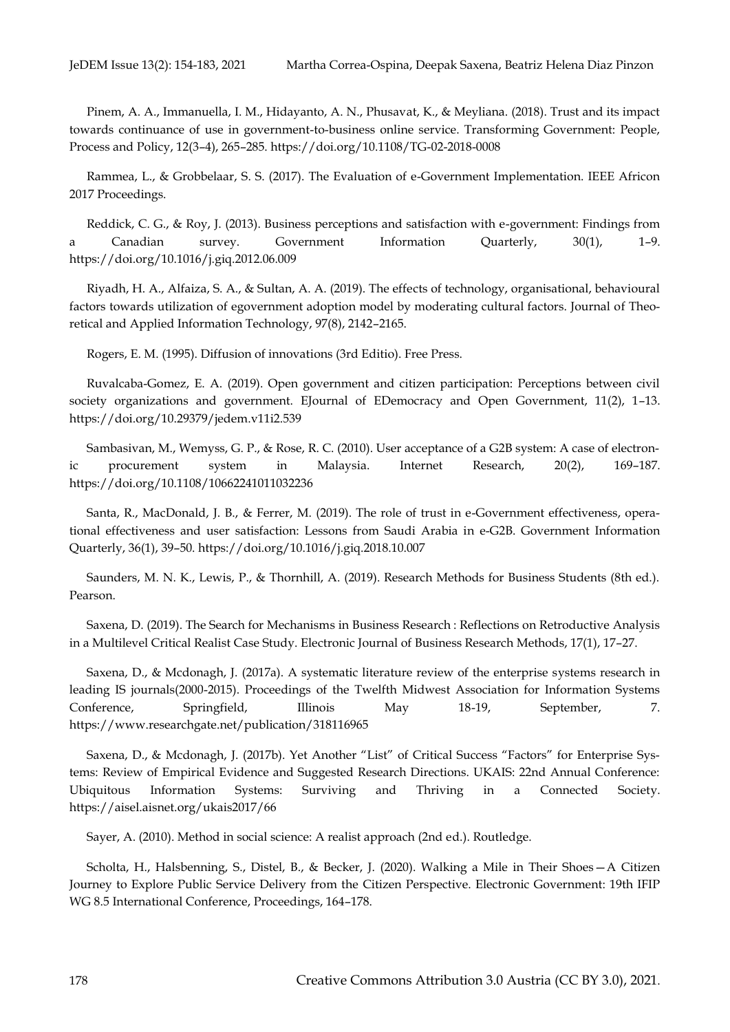Pinem, A. A., Immanuella, I. M., Hidayanto, A. N., Phusavat, K., & Meyliana. (2018). Trust and its impact towards continuance of use in government-to-business online service. Transforming Government: People, Process and Policy, 12(3–4), 265–285. https://doi.org/10.1108/TG-02-2018-0008

Rammea, L., & Grobbelaar, S. S. (2017). The Evaluation of e-Government Implementation. IEEE Africon 2017 Proceedings.

Reddick, C. G., & Roy, J. (2013). Business perceptions and satisfaction with e-government: Findings from a Canadian survey. Government Information Quarterly, 30(1), 1–9. https://doi.org/10.1016/j.giq.2012.06.009

Riyadh, H. A., Alfaiza, S. A., & Sultan, A. A. (2019). The effects of technology, organisational, behavioural factors towards utilization of egovernment adoption model by moderating cultural factors. Journal of Theoretical and Applied Information Technology, 97(8), 2142–2165.

Rogers, E. M. (1995). Diffusion of innovations (3rd Editio). Free Press.

Ruvalcaba-Gomez, E. A. (2019). Open government and citizen participation: Perceptions between civil society organizations and government. EJournal of EDemocracy and Open Government, 11(2), 1–13. https://doi.org/10.29379/jedem.v11i2.539

Sambasivan, M., Wemyss, G. P., & Rose, R. C. (2010). User acceptance of a G2B system: A case of electronic procurement system in Malaysia. Internet Research, 20(2), 169–187. https://doi.org/10.1108/10662241011032236

Santa, R., MacDonald, J. B., & Ferrer, M. (2019). The role of trust in e-Government effectiveness, operational effectiveness and user satisfaction: Lessons from Saudi Arabia in e-G2B. Government Information Quarterly, 36(1), 39–50. https://doi.org/10.1016/j.giq.2018.10.007

Saunders, M. N. K., Lewis, P., & Thornhill, A. (2019). Research Methods for Business Students (8th ed.). Pearson.

Saxena, D. (2019). The Search for Mechanisms in Business Research : Reflections on Retroductive Analysis in a Multilevel Critical Realist Case Study. Electronic Journal of Business Research Methods, 17(1), 17–27.

Saxena, D., & Mcdonagh, J. (2017a). A systematic literature review of the enterprise systems research in leading IS journals(2000-2015). Proceedings of the Twelfth Midwest Association for Information Systems Conference, Springfield, Illinois May 18-19, September, 7. https://www.researchgate.net/publication/318116965

Saxena, D., & Mcdonagh, J. (2017b). Yet Another "List" of Critical Success "Factors" for Enterprise Systems: Review of Empirical Evidence and Suggested Research Directions. UKAIS: 22nd Annual Conference: Ubiquitous Information Systems: Surviving and Thriving in a Connected Society. https://aisel.aisnet.org/ukais2017/66

Sayer, A. (2010). Method in social science: A realist approach (2nd ed.). Routledge.

Scholta, H., Halsbenning, S., Distel, B., & Becker, J. (2020). Walking a Mile in Their Shoes—A Citizen Journey to Explore Public Service Delivery from the Citizen Perspective. Electronic Government: 19th IFIP WG 8.5 International Conference, Proceedings, 164–178.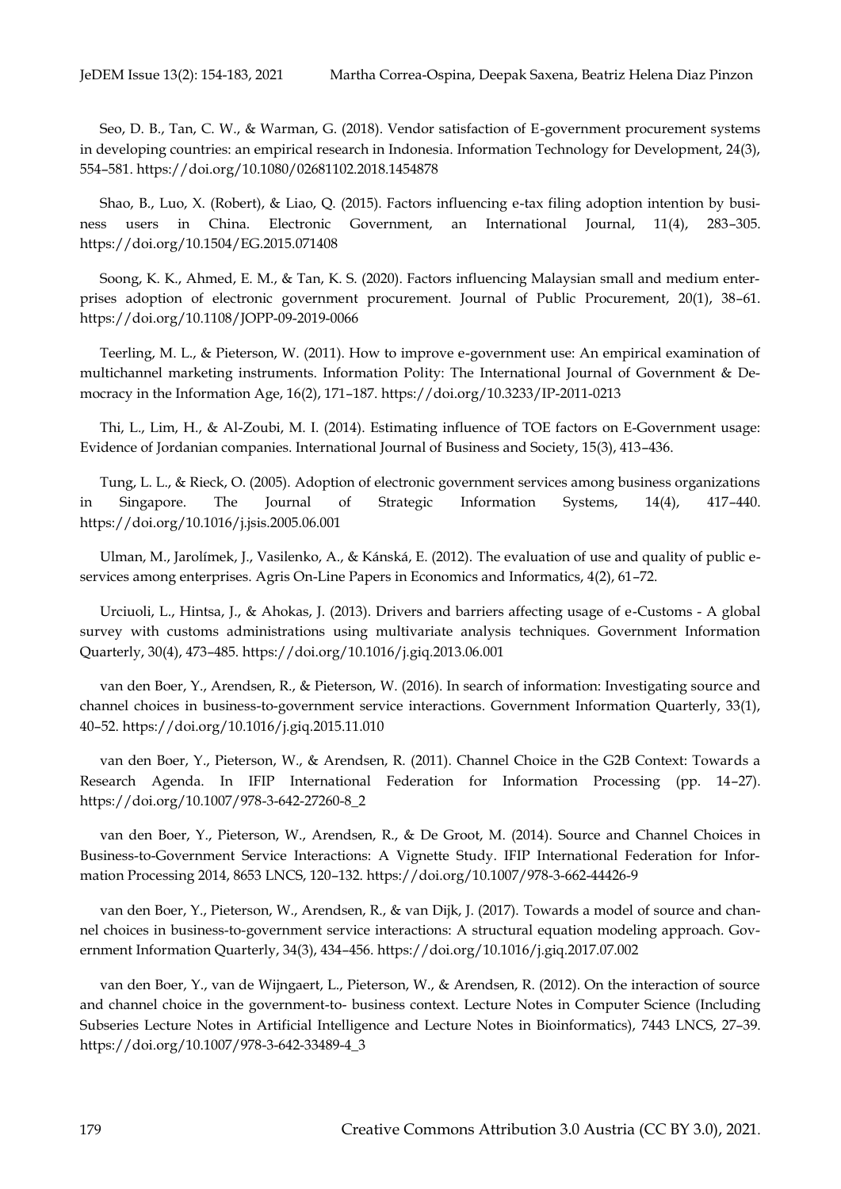Seo, D. B., Tan, C. W., & Warman, G. (2018). Vendor satisfaction of E-government procurement systems in developing countries: an empirical research in Indonesia. Information Technology for Development, 24(3), 554–581. https://doi.org/10.1080/02681102.2018.1454878

Shao, B., Luo, X. (Robert), & Liao, Q. (2015). Factors influencing e-tax filing adoption intention by business users in China. Electronic Government, an International Journal, 11(4), 283–305. https://doi.org/10.1504/EG.2015.071408

Soong, K. K., Ahmed, E. M., & Tan, K. S. (2020). Factors influencing Malaysian small and medium enterprises adoption of electronic government procurement. Journal of Public Procurement, 20(1), 38–61. https://doi.org/10.1108/JOPP-09-2019-0066

Teerling, M. L., & Pieterson, W. (2011). How to improve e-government use: An empirical examination of multichannel marketing instruments. Information Polity: The International Journal of Government & Democracy in the Information Age, 16(2), 171–187. https://doi.org/10.3233/IP-2011-0213

Thi, L., Lim, H., & Al-Zoubi, M. I. (2014). Estimating influence of TOE factors on E-Government usage: Evidence of Jordanian companies. International Journal of Business and Society, 15(3), 413–436.

Tung, L. L., & Rieck, O. (2005). Adoption of electronic government services among business organizations in Singapore. The Journal of Strategic Information Systems, 14(4), 417–440. https://doi.org/10.1016/j.jsis.2005.06.001

Ulman, M., Jarolímek, J., Vasilenko, A., & Kánská, E. (2012). The evaluation of use and quality of public e-services among enterprises. Agris On-Line Papers in Economics and Informatics, 4(2), 61–72.

Urciuoli, L., Hintsa, J., & Ahokas, J. (2013). Drivers and barriers affecting usage of e-Customs - A global survey with customs administrations using multivariate analysis techniques. Government Information Quarterly, 30(4), 473–485. https://doi.org/10.1016/j.giq.2013.06.001

van den Boer, Y., Arendsen, R., & Pieterson, W. (2016). In search of information: Investigating source and channel choices in business-to-government service interactions. Government Information Quarterly, 33(1), 40–52. https://doi.org/10.1016/j.giq.2015.11.010

van den Boer, Y., Pieterson, W., & Arendsen, R. (2011). Channel Choice in the G2B Context: Towards a Research Agenda. In IFIP International Federation for Information Processing (pp. 14–27). https://doi.org/10.1007/978-3-642-27260-8_2

van den Boer, Y., Pieterson, W., Arendsen, R., & De Groot, M. (2014). Source and Channel Choices in Business-to-Government Service Interactions: A Vignette Study. IFIP International Federation for Information Processing 2014, 8653 LNCS, 120–132. https://doi.org/10.1007/978-3-662-44426-9

van den Boer, Y., Pieterson, W., Arendsen, R., & van Dijk, J. (2017). Towards a model of source and channel choices in business-to-government service interactions: A structural equation modeling approach. Government Information Quarterly, 34(3), 434–456. https://doi.org/10.1016/j.giq.2017.07.002

van den Boer, Y., van de Wijngaert, L., Pieterson, W., & Arendsen, R. (2012). On the interaction of source and channel choice in the government-to- business context. Lecture Notes in Computer Science (Including Subseries Lecture Notes in Artificial Intelligence and Lecture Notes in Bioinformatics), 7443 LNCS, 27–39. https://doi.org/10.1007/978-3-642-33489-4_3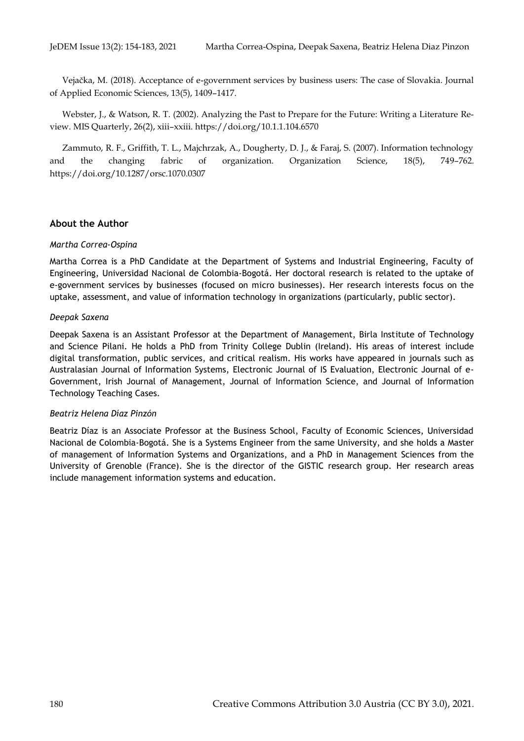Vejačka, M. (2018). Acceptance of e-government services by business users: The case of Slovakia. Journal of Applied Economic Sciences, 13(5), 1409–1417.

Webster, J., & Watson, R. T. (2002). Analyzing the Past to Prepare for the Future: Writing a Literature Review. MIS Quarterly, 26(2), xiii–xxiii. https://doi.org/10.1.1.104.6570

Zammuto, R. F., Griffith, T. L., Majchrzak, A., Dougherty, D. J., & Faraj, S. (2007). Information technology and the changing fabric of organization. Organization Science, 18(5), 749–762. https://doi.org/10.1287/orsc.1070.0307

## About the Author

*Martha Correa-Ospina*

Martha Correa is a PhD Candidate at the Department of Systems and Industrial Engineering, Faculty of Engineering, Universidad Nacional de Colombia-Bogotá. Her doctoral research is related to the uptake of e-government services by businesses (focused on micro businesses). Her research interests focus on the uptake, assessment, and value of information technology in organizations (particularly, public sector).

*Deepak Saxena*

Deepak Saxena is an Assistant Professor at the Department of Management, Birla Institute of Technology and Science Pilani. He holds a PhD from Trinity College Dublin (Ireland). His areas of interest include digital transformation, public services, and critical realism. His works have appeared in journals such as Australasian Journal of Information Systems, Electronic Journal of IS Evaluation, Electronic Journal of e-Government, Irish Journal of Management, Journal of Information Science, and Journal of Information Technology Teaching Cases.

*Beatriz Helena Díaz Pinzón*

Beatriz Díaz is an Associate Professor at the Business School, Faculty of Economic Sciences, Universidad Nacional de Colombia-Bogotá. She is a Systems Engineer from the same University, and she holds a Master of management of Information Systems and Organizations, and a PhD in Management Sciences from the University of Grenoble (France). She is the director of the GISTIC research group. Her research areas include management information systems and education.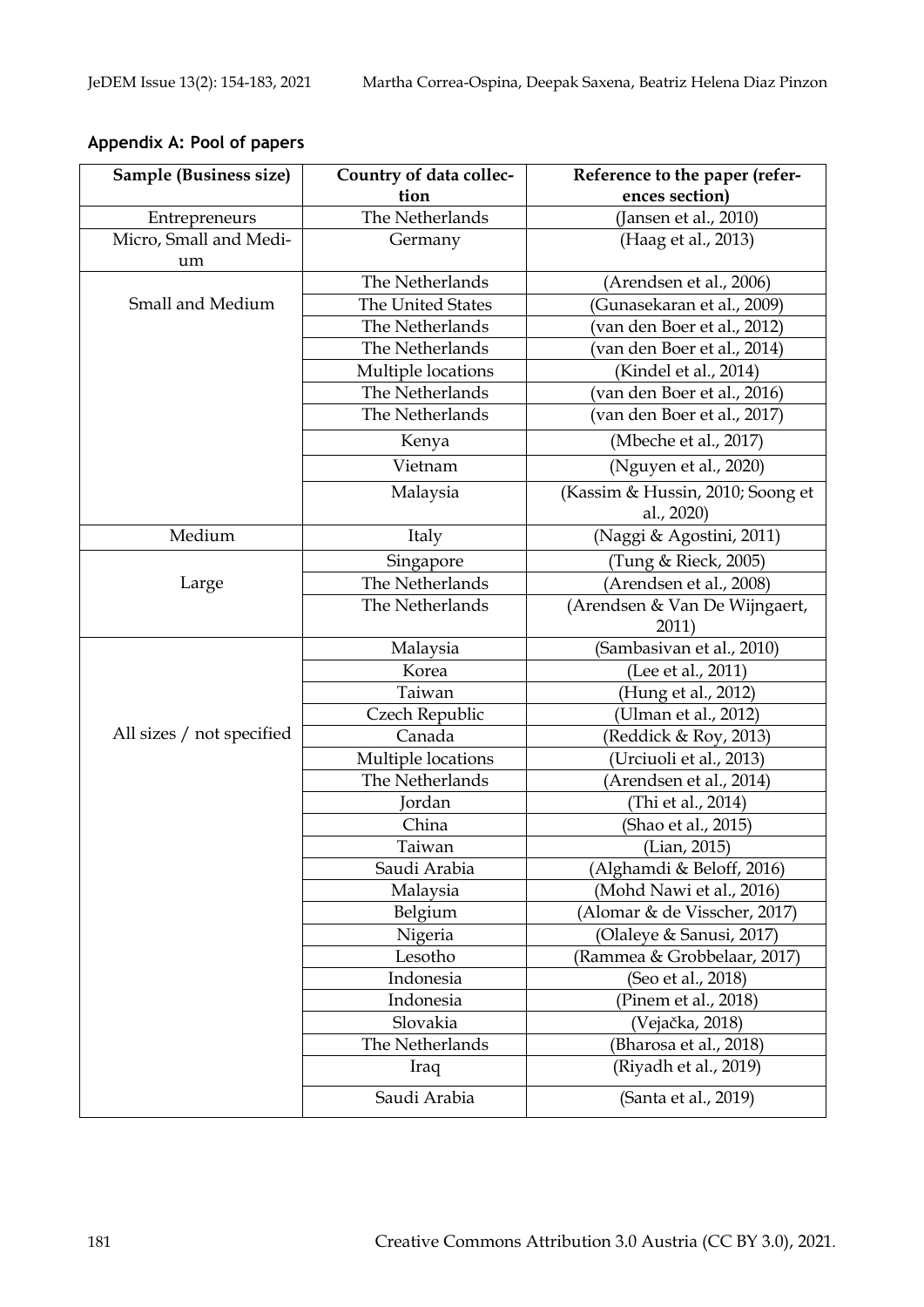**Appendix A: Pool of papers**

| Sample (Business size) | Country of data collection | Reference to the paper (references section) |
|---|---|---|
| Entrepreneurs | The Netherlands | (Jansen et al., 2010) |
| Micro, Small and Medium | Germany | (Haag et al., 2013) |
| Small and Medium | The Netherlands | (Arendsen et al., 2006) |
| | The United States | (Gunasekaran et al., 2009) |
| | The Netherlands | (van den Boer et al., 2012) |
| | The Netherlands | (van den Boer et al., 2014) |
| | Multiple locations | (Kindel et al., 2014) |
| | The Netherlands | (van den Boer et al., 2016) |
| | The Netherlands | (van den Boer et al., 2017) |
| | Kenya | (Mbeche et al., 2017) |
| | Vietnam | (Nguyen et al., 2020) |
| | Malaysia | (Kassim & Hussin, 2010; Soong et al., 2020) |
| Medium | Italy | (Naggi & Agostini, 2011) |
| Large | Singapore | (Tung & Rieck, 2005) |
| | The Netherlands | (Arendsen et al., 2008) |
| | The Netherlands | (Arendsen & Van De Wijngaert, 2011) |
| All sizes / not specified | Malaysia | (Sambasivan et al., 2010) |
| | Korea | (Lee et al., 2011) |
| | Taiwan | (Hung et al., 2012) |
| | Czech Republic | (Ulman et al., 2012) |
| | Canada | (Reddick & Roy, 2013) |
| | Multiple locations | (Urciuoli et al., 2013) |
| | The Netherlands | (Arendsen et al., 2014) |
| | Jordan | (Thi et al., 2014) |
| | China | (Shao et al., 2015) |
| | Taiwan | (Lian, 2015) |
| | Saudi Arabia | (Alghamdi & Beloff, 2016) |
| | Malaysia | (Mohd Nawi et al., 2016) |
| | Belgium | (Alomar & de Visscher, 2017) |
| | Nigeria | (Olaleye & Sanusi, 2017) |
| | Lesotho | (Rammea & Grobbelaar, 2017) |
| | Indonesia | (Seo et al., 2018) |
| | Indonesia | (Pinem et al., 2018) |
| | Slovakia | (Vejačka, 2018) |
| | The Netherlands | (Bharosa et al., 2018) |
| | Iraq | (Riyadh et al., 2019) |
| | Saudi Arabia | (Santa et al., 2019) |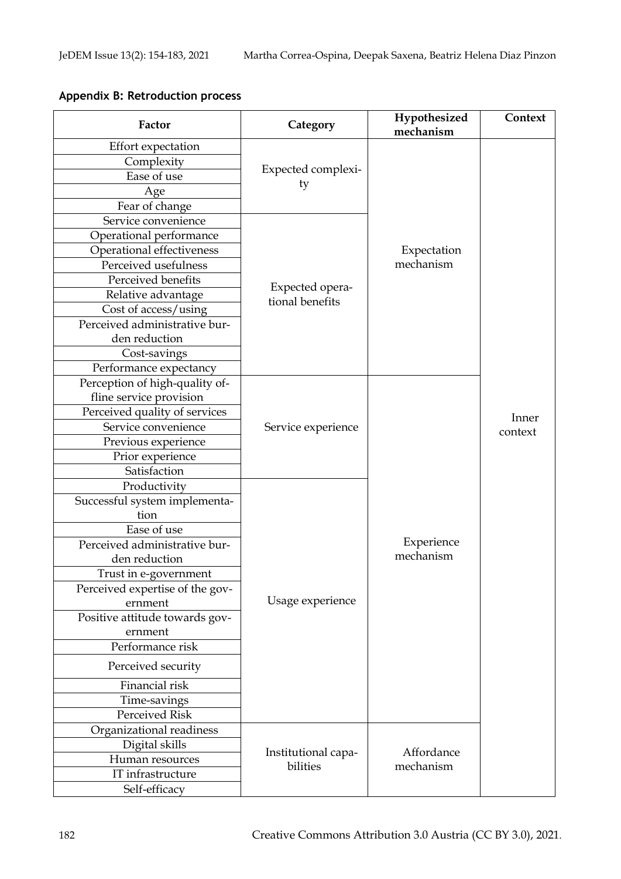**Appendix B: Retroduction process**

| Factor | Category | Hypothesized mechanism | Context |
|---|---|---|---|
| Effort expectation | Expected complexity | Expectation mechanism | Inner context |
| Complexity | | | |
| Ease of use | | | |
| Age | | | |
| Fear of change | | | |
| Service convenience | Expected operational benefits | | |
| Operational performance | | | |
| Operational effectiveness | | | |
| Perceived usefulness | | | |
| Perceived benefits | | | |
| Relative advantage | | | |
| Cost of access/using | | | |
| Perceived administrative burden reduction | | | |
| Cost-savings | | | |
| Performance expectancy | | | |
| Perception of high-quality offline service provision | Service experience | Experience mechanism | |
| Perceived quality of services | | | |
| Service convenience | | | |
| Previous experience | | | |
| Prior experience | | | |
| Satisfaction | | | |
| Productivity | Usage experience | | |
| Successful system implementation | | | |
| Ease of use | | | |
| Perceived administrative burden reduction | | | |
| Trust in e-government | | | |
| Perceived expertise of the government | | | |
| Positive attitude towards government | | | |
| Performance risk | | | |
| Perceived security | | | |
| Financial risk | | | |
| Time-savings | | | |
| Perceived Risk | | | |
| Organizational readiness | Institutional capabilities | Affordance mechanism | |
| Digital skills | | | |
| Human resources | | | |
| IT infrastructure | | | |
| Self-efficacy | | | |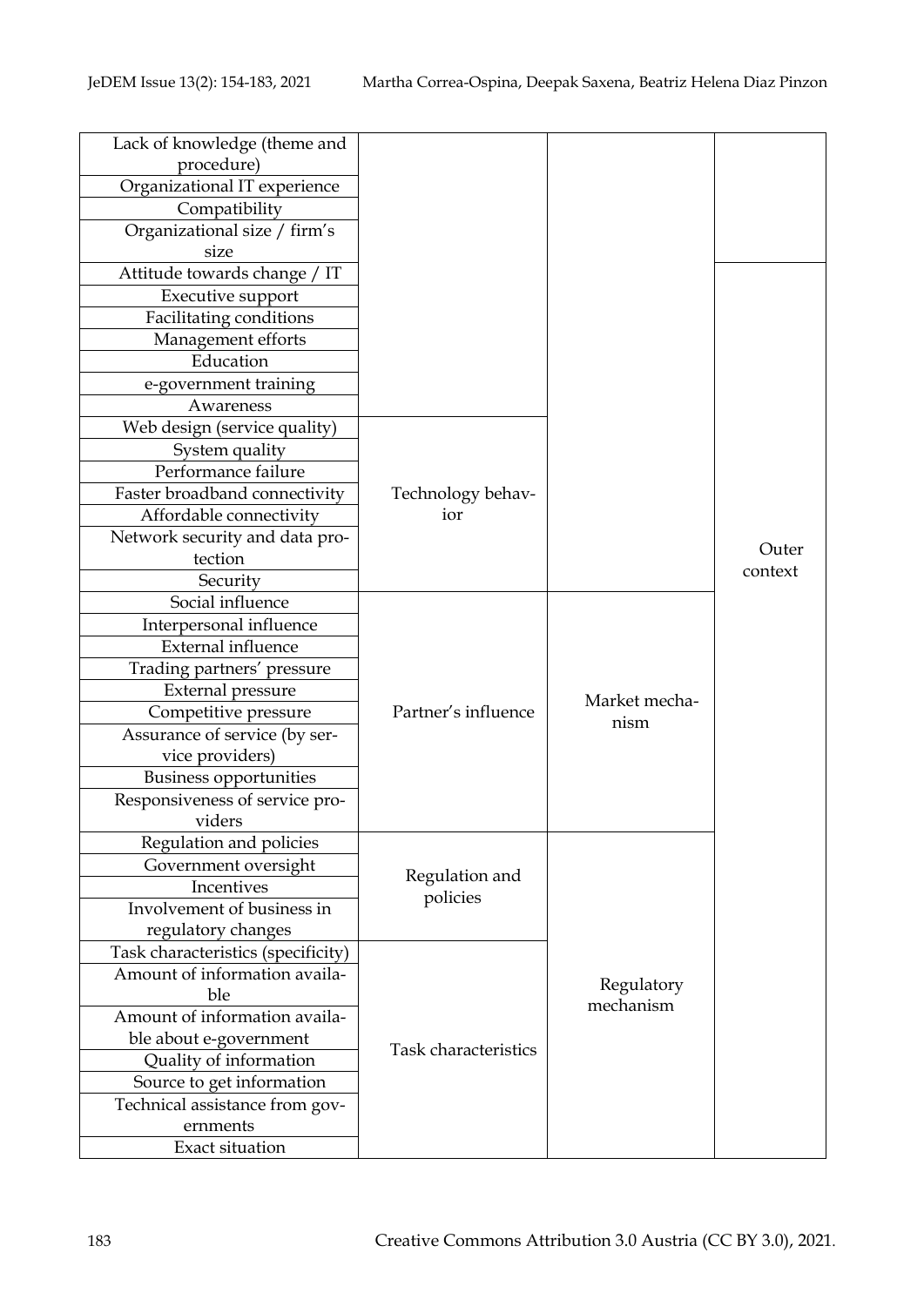| | | | |
|---|---|---|---|
| Lack of knowledge (theme and procedure) | | | |
| Organizational IT experience | | | |
| Compatibility | | | |
| Organizational size / firm's size | | | |
| Attitude towards change / IT | | | Outer context |
| Executive support | | | |
| Facilitating conditions | | | |
| Management efforts | | | |
| Education | | | |
| e-government training | | | |
| Awareness | | | |
| Web design (service quality) | Technology behavior | | |
| System quality | | | |
| Performance failure | | | |
| Faster broadband connectivity | | | |
| Affordable connectivity | | | |
| Network security and data protection | | | |
| Security | | | |
| Social influence | Partner's influence | Market mechanism | |
| Interpersonal influence | | | |
| External influence | | | |
| Trading partners' pressure | | | |
| External pressure | | | |
| Competitive pressure | | | |
| Assurance of service (by service providers) | | | |
| Business opportunities | | | |
| Responsiveness of service providers | | | |
| Regulation and policies | Regulation and policies | Regulatory mechanism | |
| Government oversight | | | |
| Incentives | | | |
| Involvement of business in regulatory changes | | | |
| Task characteristics (specificity) | Task characteristics | | |
| Amount of information available | | | |
| Amount of information available about e-government | | | |
| Quality of information | | | |
| Source to get information | | | |
| Technical assistance from governments | | | |
| Exact situation | | | |